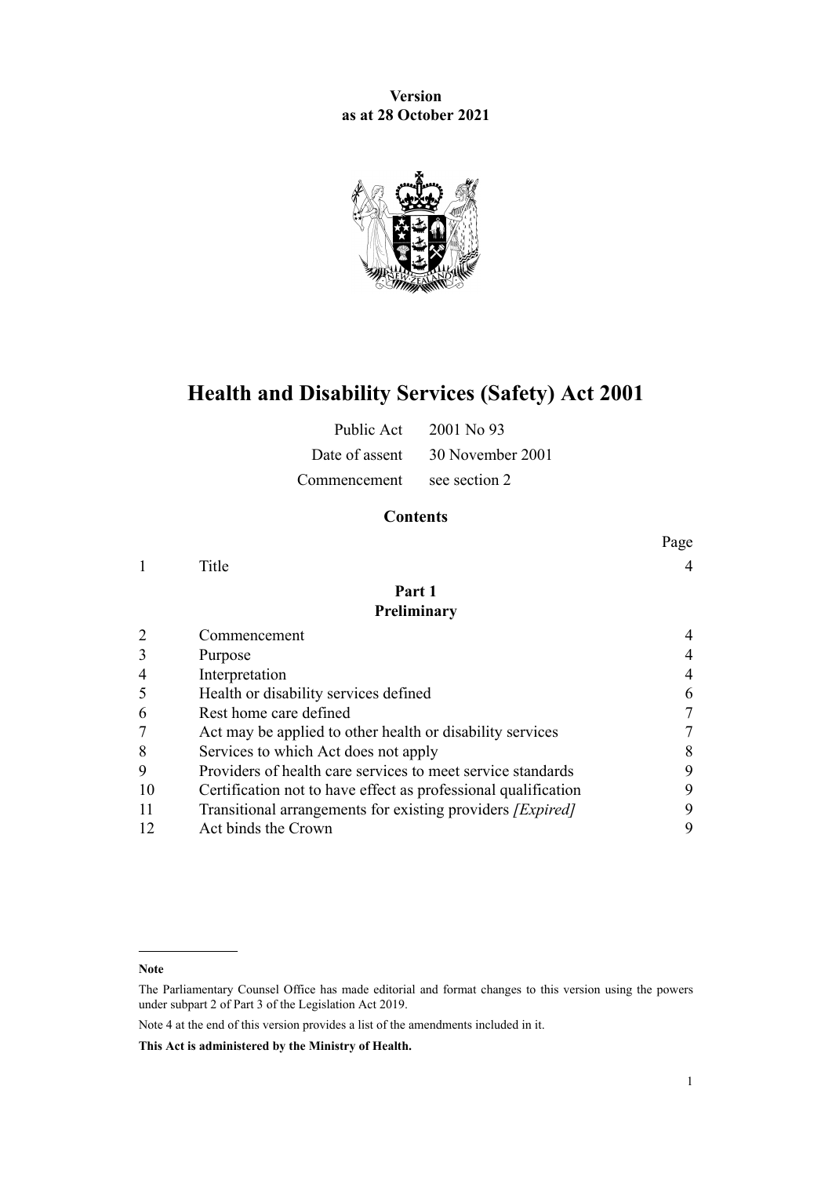**Version**
**as at 28 October 2021**

# Health and Disability Services (Safety) Act 2001

| | |
|---|---|
| Public Act | 2001 No 93 |
| Date of assent | 30 November 2001 |
| Commencement | see section 2 |

## Contents

| | | Page |
|---|---|---|
| 1 | Title | 4 |
| | **Part 1** **Preliminary** | |
| 2 | Commencement | 4 |
| 3 | Purpose | 4 |
| 4 | Interpretation | 4 |
| 5 | Health or disability services defined | 6 |
| 6 | Rest home care defined | 7 |
| 7 | Act may be applied to other health or disability services | 7 |
| 8 | Services to which Act does not apply | 8 |
| 9 | Providers of health care services to meet service standards | 9 |
| 10 | Certification not to have effect as professional qualification | 9 |
| 11 | Transitional arrangements for existing providers *[Expired]* | 9 |
| 12 | Act binds the Crown | 9 |

**Note**

The Parliamentary Counsel Office has made editorial and format changes to this version using the powers under subpart 2 of Part 3 of the Legislation Act 2019.

Note 4 at the end of this version provides a list of the amendments included in it.

**This Act is administered by the Ministry of Health.**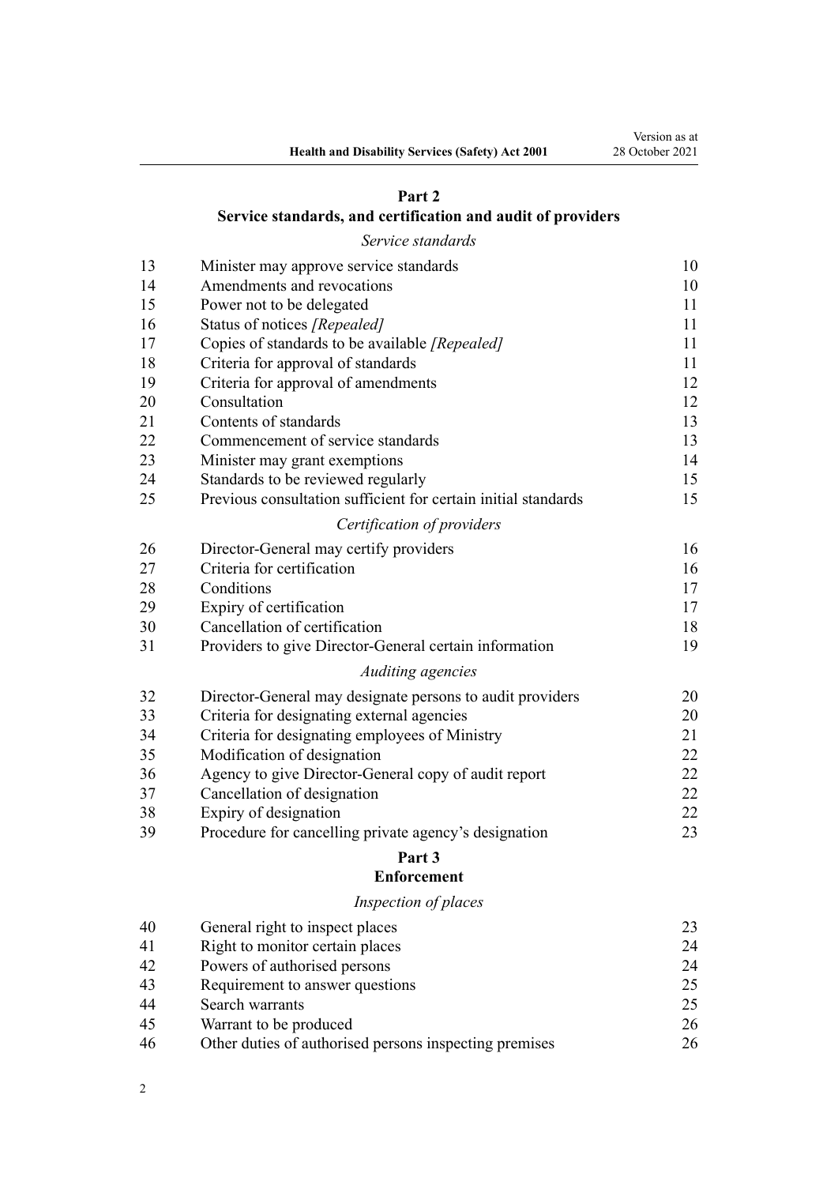## Part 2
## Service standards, and certification and audit of providers

*Service standards*

| | | |
|---|---|---|
| 13 | Minister may approve service standards | 10 |
| 14 | Amendments and revocations | 10 |
| 15 | Power not to be delegated | 11 |
| 16 | Status of notices *[Repealed]* | 11 |
| 17 | Copies of standards to be available *[Repealed]* | 11 |
| 18 | Criteria for approval of standards | 11 |
| 19 | Criteria for approval of amendments | 12 |
| 20 | Consultation | 12 |
| 21 | Contents of standards | 13 |
| 22 | Commencement of service standards | 13 |
| 23 | Minister may grant exemptions | 14 |
| 24 | Standards to be reviewed regularly | 15 |
| 25 | Previous consultation sufficient for certain initial standards | 15 |

*Certification of providers*

| | | |
|---|---|---|
| 26 | Director-General may certify providers | 16 |
| 27 | Criteria for certification | 16 |
| 28 | Conditions | 17 |
| 29 | Expiry of certification | 17 |
| 30 | Cancellation of certification | 18 |
| 31 | Providers to give Director-General certain information | 19 |

*Auditing agencies*

| | | |
|---|---|---|
| 32 | Director-General may designate persons to audit providers | 20 |
| 33 | Criteria for designating external agencies | 20 |
| 34 | Criteria for designating employees of Ministry | 21 |
| 35 | Modification of designation | 22 |
| 36 | Agency to give Director-General copy of audit report | 22 |
| 37 | Cancellation of designation | 22 |
| 38 | Expiry of designation | 22 |
| 39 | Procedure for cancelling private agency's designation | 23 |

## Part 3
## Enforcement

*Inspection of places*

| | | |
|---|---|---|
| 40 | General right to inspect places | 23 |
| 41 | Right to monitor certain places | 24 |
| 42 | Powers of authorised persons | 24 |
| 43 | Requirement to answer questions | 25 |
| 44 | Search warrants | 25 |
| 45 | Warrant to be produced | 26 |
| 46 | Other duties of authorised persons inspecting premises | 26 |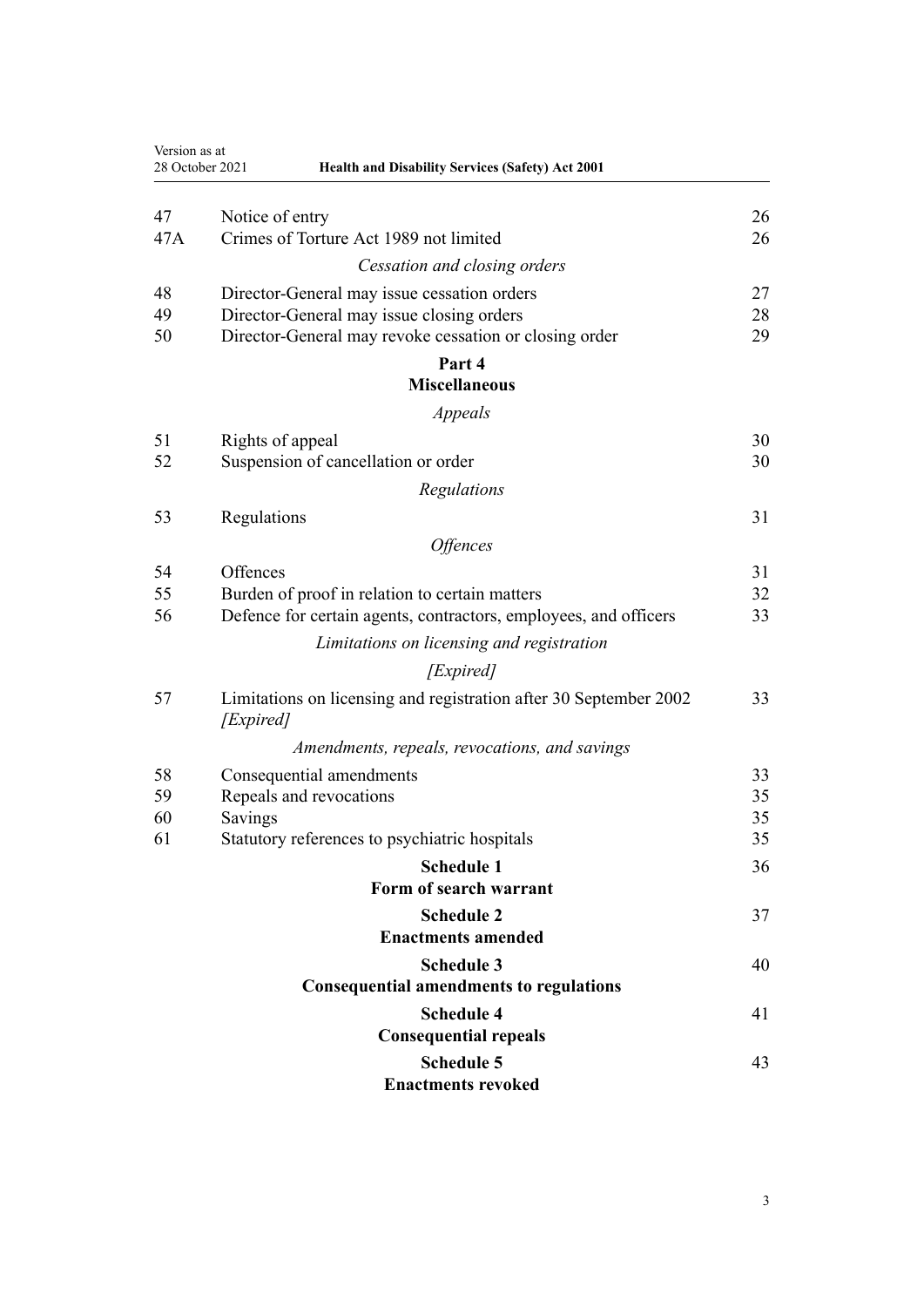| | | |
|---|---|---|
| 47 | Notice of entry | 26 |
| 47A | Crimes of Torture Act 1989 not limited | 26 |
| | *Cessation and closing orders* | |
| 48 | Director-General may issue cessation orders | 27 |
| 49 | Director-General may issue closing orders | 28 |
| 50 | Director-General may revoke cessation or closing order | 29 |
| | **Part 4** **Miscellaneous** | |
| | *Appeals* | |
| 51 | Rights of appeal | 30 |
| 52 | Suspension of cancellation or order | 30 |
| | *Regulations* | |
| 53 | Regulations | 31 |
| | *Offences* | |
| 54 | Offences | 31 |
| 55 | Burden of proof in relation to certain matters | 32 |
| 56 | Defence for certain agents, contractors, employees, and officers | 33 |
| | *Limitations on licensing and registration* | |
| | *[Expired]* | |
| 57 | Limitations on licensing and registration after 30 September 2002 *[Expired]* | 33 |
| | *Amendments, repeals, revocations, and savings* | |
| 58 | Consequential amendments | 33 |
| 59 | Repeals and revocations | 35 |
| 60 | Savings | 35 |
| 61 | Statutory references to psychiatric hospitals | 35 |
| | **Schedule 1** **Form of search warrant** | 36 |
| | **Schedule 2** **Enactments amended** | 37 |
| | **Schedule 3** **Consequential amendments to regulations** | 40 |
| | **Schedule 4** **Consequential repeals** | 41 |
| | **Schedule 5** **Enactments revoked** | 43 |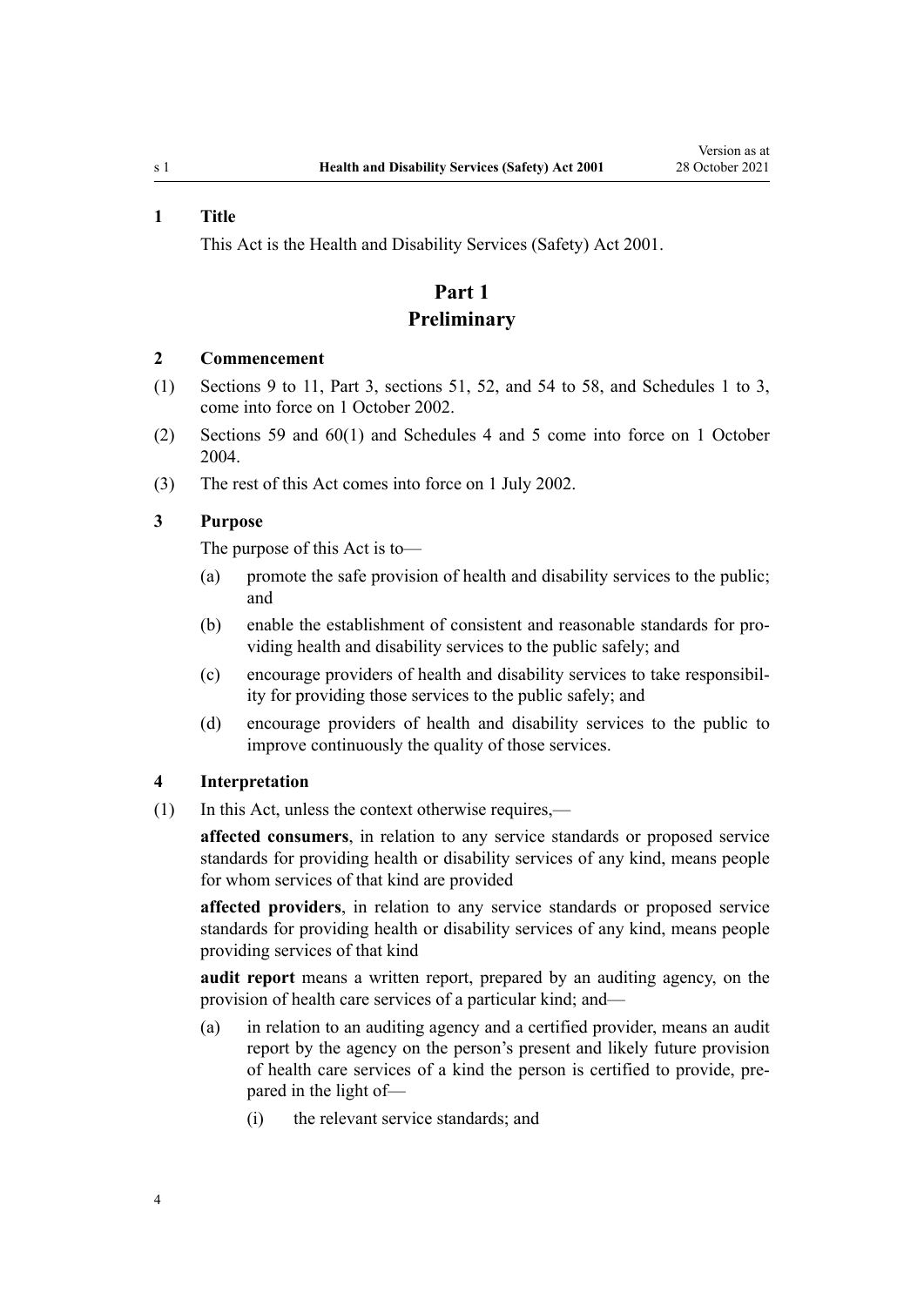**1 Title**

This Act is the Health and Disability Services (Safety) Act 2001.

# Part 1
# Preliminary

**2 Commencement**

(1) Sections 9 to 11, Part 3, sections 51, 52, and 54 to 58, and Schedules 1 to 3, come into force on 1 October 2002.

(2) Sections 59 and 60(1) and Schedules 4 and 5 come into force on 1 October 2004.

(3) The rest of this Act comes into force on 1 July 2002.

**3 Purpose**

The purpose of this Act is to—

(a) promote the safe provision of health and disability services to the public; and

(b) enable the establishment of consistent and reasonable standards for providing health and disability services to the public safely; and

(c) encourage providers of health and disability services to take responsibility for providing those services to the public safely; and

(d) encourage providers of health and disability services to the public to improve continuously the quality of those services.

**4 Interpretation**

(1) In this Act, unless the context otherwise requires,—

**affected consumers**, in relation to any service standards or proposed service standards for providing health or disability services of any kind, means people for whom services of that kind are provided

**affected providers**, in relation to any service standards or proposed service standards for providing health or disability services of any kind, means people providing services of that kind

**audit report** means a written report, prepared by an auditing agency, on the provision of health care services of a particular kind; and—

(a) in relation to an auditing agency and a certified provider, means an audit report by the agency on the person's present and likely future provision of health care services of a kind the person is certified to provide, prepared in the light of—

(i) the relevant service standards; and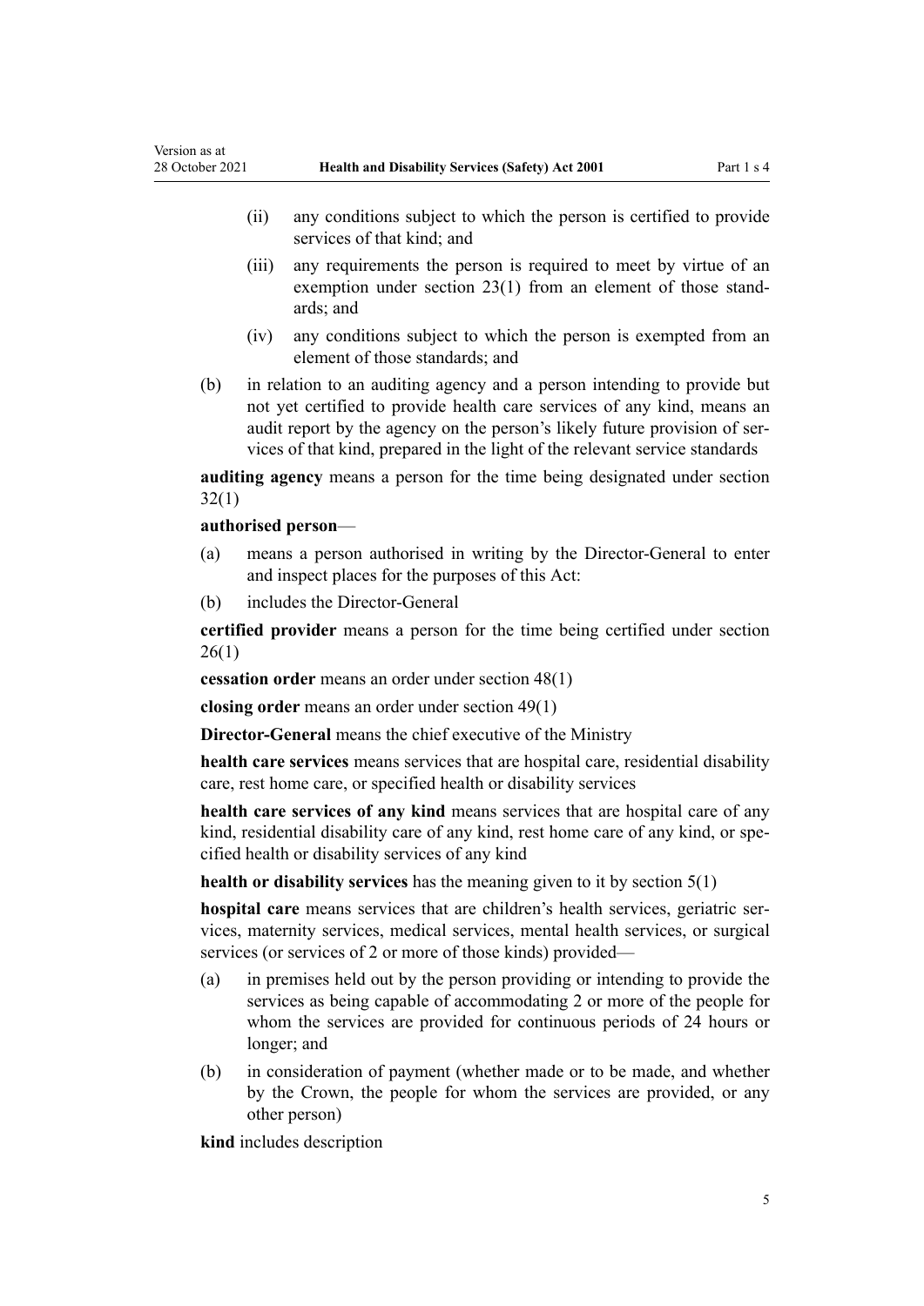(ii) any conditions subject to which the person is certified to provide services of that kind; and

(iii) any requirements the person is required to meet by virtue of an exemption under section 23(1) from an element of those standards; and

(iv) any conditions subject to which the person is exempted from an element of those standards; and

(b) in relation to an auditing agency and a person intending to provide but not yet certified to provide health care services of any kind, means an audit report by the agency on the person's likely future provision of services of that kind, prepared in the light of the relevant service standards

**auditing agency** means a person for the time being designated under section 32(1)

**authorised person**—

(a) means a person authorised in writing by the Director-General to enter and inspect places for the purposes of this Act:

(b) includes the Director-General

**certified provider** means a person for the time being certified under section 26(1)

**cessation order** means an order under section 48(1)

**closing order** means an order under section 49(1)

**Director-General** means the chief executive of the Ministry

**health care services** means services that are hospital care, residential disability care, rest home care, or specified health or disability services

**health care services of any kind** means services that are hospital care of any kind, residential disability care of any kind, rest home care of any kind, or specified health or disability services of any kind

**health or disability services** has the meaning given to it by section 5(1)

**hospital care** means services that are children's health services, geriatric services, maternity services, medical services, mental health services, or surgical services (or services of 2 or more of those kinds) provided—

(a) in premises held out by the person providing or intending to provide the services as being capable of accommodating 2 or more of the people for whom the services are provided for continuous periods of 24 hours or longer; and

(b) in consideration of payment (whether made or to be made, and whether by the Crown, the people for whom the services are provided, or any other person)

**kind** includes description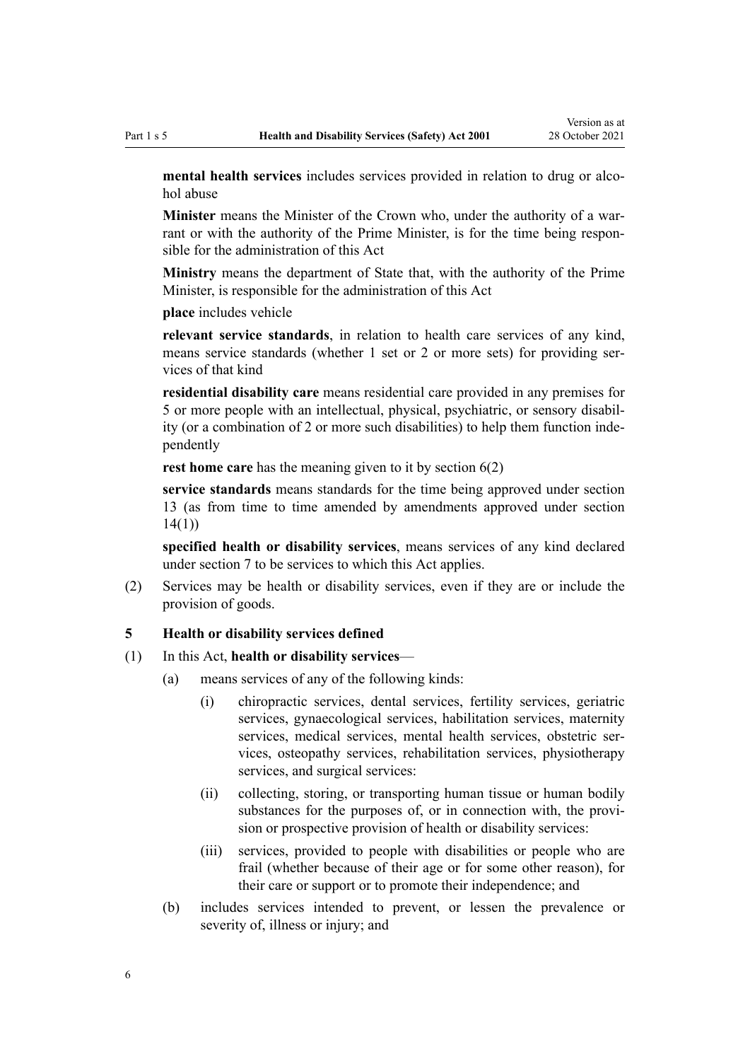**mental health services** includes services provided in relation to drug or alcohol abuse

**Minister** means the Minister of the Crown who, under the authority of a warrant or with the authority of the Prime Minister, is for the time being responsible for the administration of this Act

**Ministry** means the department of State that, with the authority of the Prime Minister, is responsible for the administration of this Act

**place** includes vehicle

**relevant service standards**, in relation to health care services of any kind, means service standards (whether 1 set or 2 or more sets) for providing services of that kind

**residential disability care** means residential care provided in any premises for 5 or more people with an intellectual, physical, psychiatric, or sensory disability (or a combination of 2 or more such disabilities) to help them function independently

**rest home care** has the meaning given to it by section 6(2)

**service standards** means standards for the time being approved under section 13 (as from time to time amended by amendments approved under section 14(1))

**specified health or disability services**, means services of any kind declared under section 7 to be services to which this Act applies.

(2) Services may be health or disability services, even if they are or include the provision of goods.

### 5 Health or disability services defined

(1) In this Act, **health or disability services**—

(a) means services of any of the following kinds:

(i) chiropractic services, dental services, fertility services, geriatric services, gynaecological services, habilitation services, maternity services, medical services, mental health services, obstetric services, osteopathy services, rehabilitation services, physiotherapy services, and surgical services:

(ii) collecting, storing, or transporting human tissue or human bodily substances for the purposes of, or in connection with, the provision or prospective provision of health or disability services:

(iii) services, provided to people with disabilities or people who are frail (whether because of their age or for some other reason), for their care or support or to promote their independence; and

(b) includes services intended to prevent, or lessen the prevalence or severity of, illness or injury; and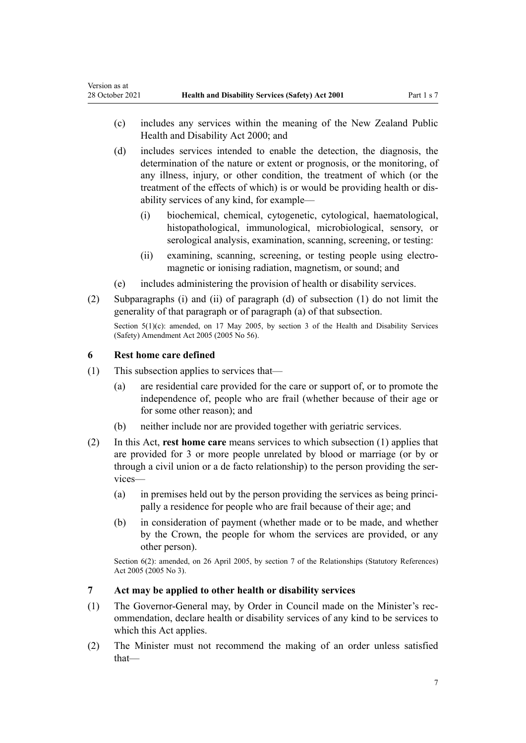- (c) includes any services within the meaning of the New Zealand Public Health and Disability Act 2000; and
- (d) includes services intended to enable the detection, the diagnosis, the determination of the nature or extent or prognosis, or the monitoring, of any illness, injury, or other condition, the treatment of which (or the treatment of the effects of which) is or would be providing health or disability services of any kind, for example—
  - (i) biochemical, chemical, cytogenetic, cytological, haematological, histopathological, immunological, microbiological, sensory, or serological analysis, examination, scanning, screening, or testing:
  - (ii) examining, scanning, screening, or testing people using electromagnetic or ionising radiation, magnetism, or sound; and
- (e) includes administering the provision of health or disability services.

(2) Subparagraphs (i) and (ii) of paragraph (d) of subsection (1) do not limit the generality of that paragraph or of paragraph (a) of that subsection.

Section 5(1)(c): amended, on 17 May 2005, by section 3 of the Health and Disability Services (Safety) Amendment Act 2005 (2005 No 56).

### 6 Rest home care defined

(1) This subsection applies to services that—

- (a) are residential care provided for the care or support of, or to promote the independence of, people who are frail (whether because of their age or for some other reason); and
- (b) neither include nor are provided together with geriatric services.

(2) In this Act, **rest home care** means services to which subsection (1) applies that are provided for 3 or more people unrelated by blood or marriage (or by or through a civil union or a de facto relationship) to the person providing the services—

- (a) in premises held out by the person providing the services as being principally a residence for people who are frail because of their age; and
- (b) in consideration of payment (whether made or to be made, and whether by the Crown, the people for whom the services are provided, or any other person).

Section 6(2): amended, on 26 April 2005, by section 7 of the Relationships (Statutory References) Act 2005 (2005 No 3).

### 7 Act may be applied to other health or disability services

(1) The Governor-General may, by Order in Council made on the Minister's recommendation, declare health or disability services of any kind to be services to which this Act applies.

(2) The Minister must not recommend the making of an order unless satisfied that—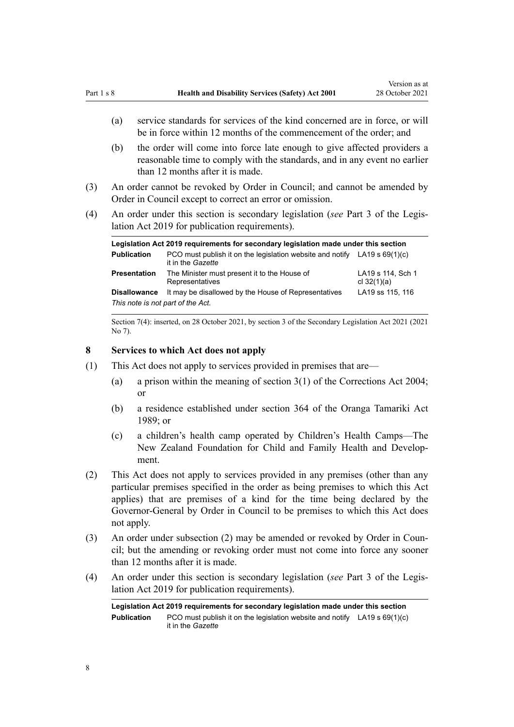(a) service standards for services of the kind concerned are in force, or will be in force within 12 months of the commencement of the order; and

(b) the order will come into force late enough to give affected providers a reasonable time to comply with the standards, and in any event no earlier than 12 months after it is made.

(3) An order cannot be revoked by Order in Council; and cannot be amended by Order in Council except to correct an error or omission.

(4) An order under this section is secondary legislation (*see* Part 3 of the Legislation Act 2019 for publication requirements).

| Legislation Act 2019 requirements for secondary legislation made under this section | | |
|---|---|---|
| **Publication** | PCO must publish it on the legislation website and notify it in the *Gazette* | LA19 s 69(1)(c) |
| **Presentation** | The Minister must present it to the House of Representatives | LA19 s 114, Sch 1 cl 32(1)(a) |
| **Disallowance** | It may be disallowed by the House of Representatives | LA19 ss 115, 116 |

*This note is not part of the Act.*

Section 7(4): inserted, on 28 October 2021, by section 3 of the Secondary Legislation Act 2021 (2021 No 7).

## 8 Services to which Act does not apply

(1) This Act does not apply to services provided in premises that are—

(a) a prison within the meaning of section 3(1) of the Corrections Act 2004; or

(b) a residence established under section 364 of the Oranga Tamariki Act 1989; or

(c) a children's health camp operated by Children's Health Camps—The New Zealand Foundation for Child and Family Health and Development.

(2) This Act does not apply to services provided in any premises (other than any particular premises specified in the order as being premises to which this Act applies) that are premises of a kind for the time being declared by the Governor-General by Order in Council to be premises to which this Act does not apply.

(3) An order under subsection (2) may be amended or revoked by Order in Council; but the amending or revoking order must not come into force any sooner than 12 months after it is made.

(4) An order under this section is secondary legislation (*see* Part 3 of the Legislation Act 2019 for publication requirements).

| Legislation Act 2019 requirements for secondary legislation made under this section | | |
|---|---|---|
| **Publication** | PCO must publish it on the legislation website and notify it in the *Gazette* | LA19 s 69(1)(c) |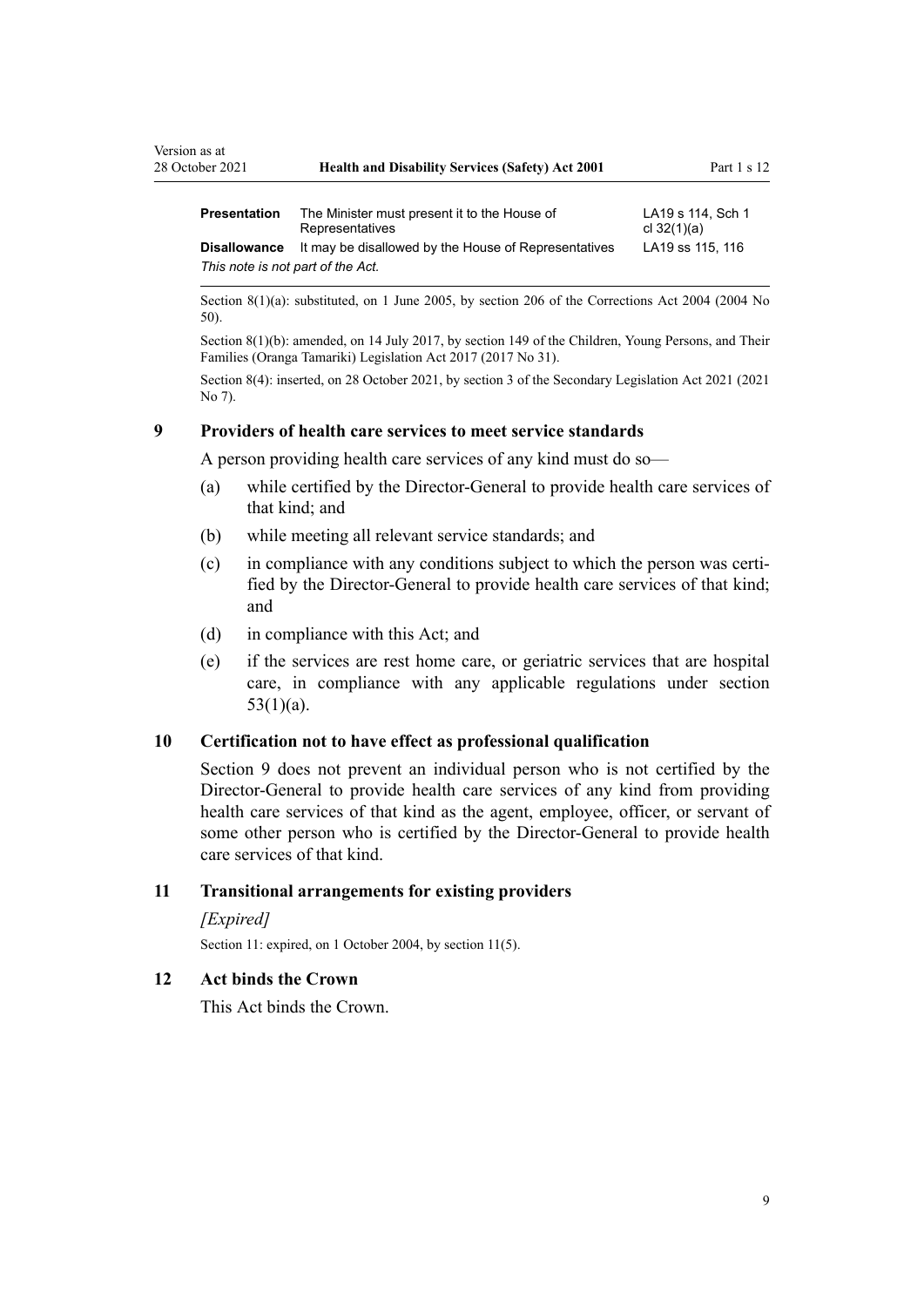| **Presentation** | The Minister must present it to the House of Representatives | LA19 s 114, Sch 1 cl 32(1)(a) |
|---|---|---|
| **Disallowance** | It may be disallowed by the House of Representatives | LA19 ss 115, 116 |

*This note is not part of the Act.*

Section 8(1)(a): substituted, on 1 June 2005, by section 206 of the Corrections Act 2004 (2004 No 50).

Section 8(1)(b): amended, on 14 July 2017, by section 149 of the Children, Young Persons, and Their Families (Oranga Tamariki) Legislation Act 2017 (2017 No 31).

Section 8(4): inserted, on 28 October 2021, by section 3 of the Secondary Legislation Act 2021 (2021 No 7).

### 9 Providers of health care services to meet service standards

A person providing health care services of any kind must do so—

(a) while certified by the Director-General to provide health care services of that kind; and

(b) while meeting all relevant service standards; and

(c) in compliance with any conditions subject to which the person was certified by the Director-General to provide health care services of that kind; and

(d) in compliance with this Act; and

(e) if the services are rest home care, or geriatric services that are hospital care, in compliance with any applicable regulations under section 53(1)(a).

### 10 Certification not to have effect as professional qualification

Section 9 does not prevent an individual person who is not certified by the Director-General to provide health care services of any kind from providing health care services of that kind as the agent, employee, officer, or servant of some other person who is certified by the Director-General to provide health care services of that kind.

### 11 Transitional arrangements for existing providers

*[Expired]*

Section 11: expired, on 1 October 2004, by section 11(5).

### 12 Act binds the Crown

This Act binds the Crown.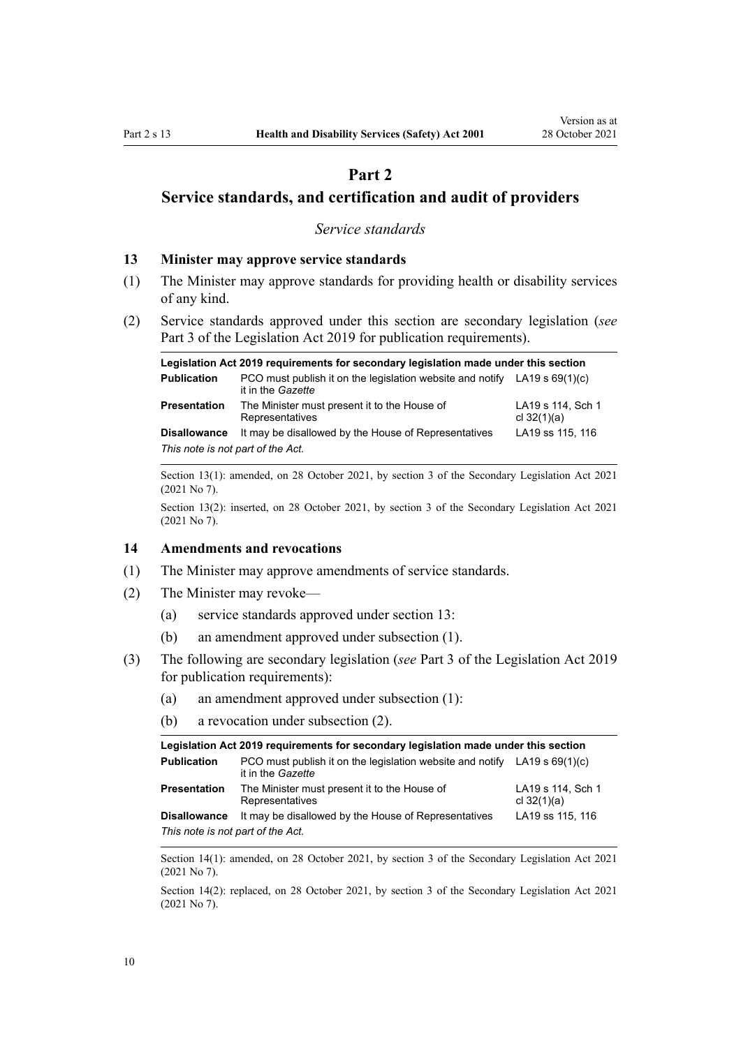# Part 2

# Service standards, and certification and audit of providers

*Service standards*

### 13 Minister may approve service standards

(1) The Minister may approve standards for providing health or disability services of any kind.

(2) Service standards approved under this section are secondary legislation (*see* Part 3 of the Legislation Act 2019 for publication requirements).

| **Legislation Act 2019 requirements for secondary legislation made under this section** | | |
|---|---|---|
| **Publication** | PCO must publish it on the legislation website and notify it in the *Gazette* | LA19 s 69(1)(c) |
| **Presentation** | The Minister must present it to the House of Representatives | LA19 s 114, Sch 1 cl 32(1)(a) |
| **Disallowance** | It may be disallowed by the House of Representatives | LA19 ss 115, 116 |
| *This note is not part of the Act.* | | |

Section 13(1): amended, on 28 October 2021, by section 3 of the Secondary Legislation Act 2021 (2021 No 7).

Section 13(2): inserted, on 28 October 2021, by section 3 of the Secondary Legislation Act 2021 (2021 No 7).

### 14 Amendments and revocations

(1) The Minister may approve amendments of service standards.

(2) The Minister may revoke—

  (a) service standards approved under section 13:

  (b) an amendment approved under subsection (1).

(3) The following are secondary legislation (*see* Part 3 of the Legislation Act 2019 for publication requirements):

  (a) an amendment approved under subsection (1):

  (b) a revocation under subsection (2).

| **Legislation Act 2019 requirements for secondary legislation made under this section** | | |
|---|---|---|
| **Publication** | PCO must publish it on the legislation website and notify it in the *Gazette* | LA19 s 69(1)(c) |
| **Presentation** | The Minister must present it to the House of Representatives | LA19 s 114, Sch 1 cl 32(1)(a) |
| **Disallowance** | It may be disallowed by the House of Representatives | LA19 ss 115, 116 |
| *This note is not part of the Act.* | | |

Section 14(1): amended, on 28 October 2021, by section 3 of the Secondary Legislation Act 2021 (2021 No 7).

Section 14(2): replaced, on 28 October 2021, by section 3 of the Secondary Legislation Act 2021 (2021 No 7).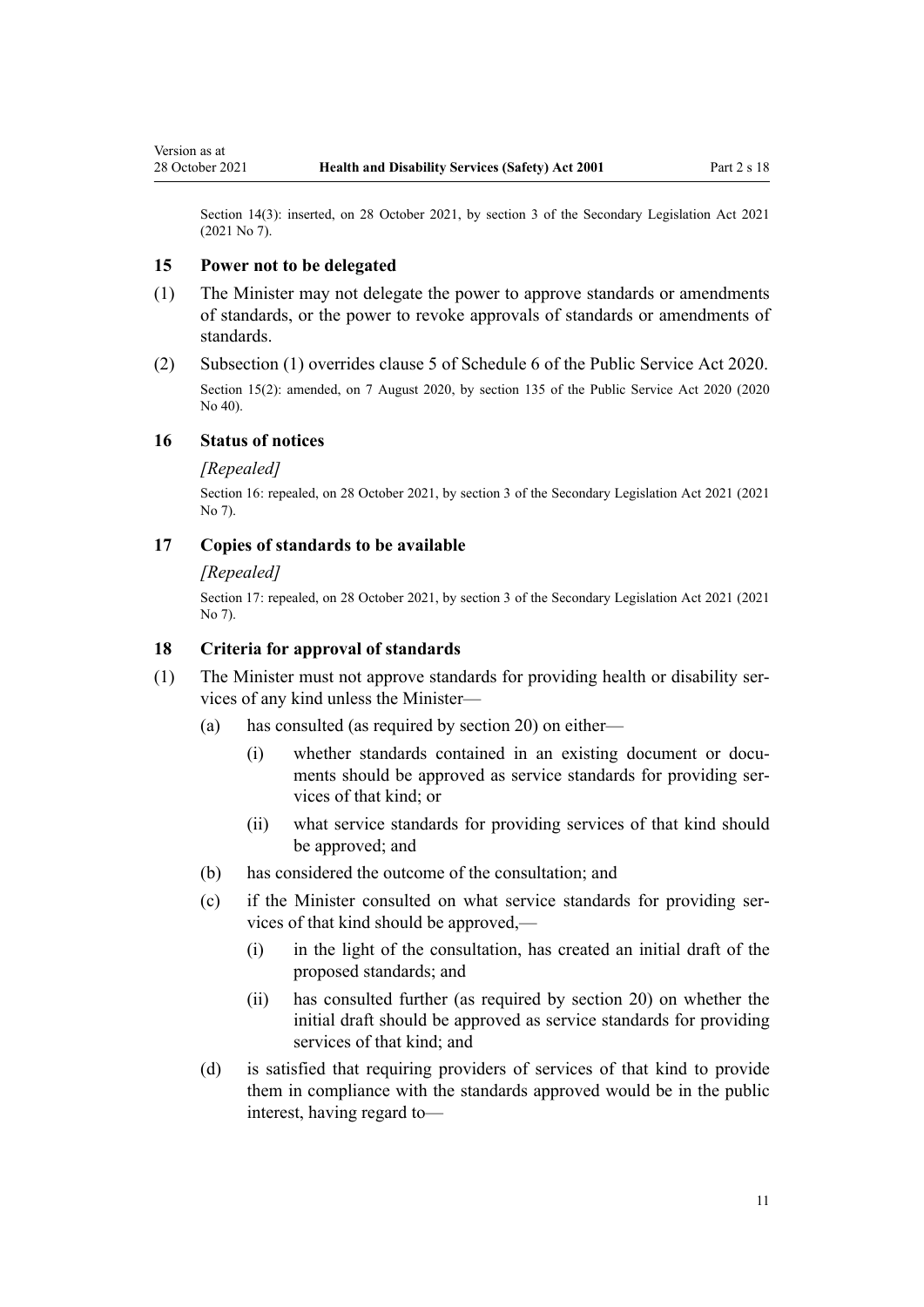Section 14(3): inserted, on 28 October 2021, by section 3 of the Secondary Legislation Act 2021 (2021 No 7).

### 15 Power not to be delegated

(1) The Minister may not delegate the power to approve standards or amendments of standards, or the power to revoke approvals of standards or amendments of standards.

(2) Subsection (1) overrides clause 5 of Schedule 6 of the Public Service Act 2020.

Section 15(2): amended, on 7 August 2020, by section 135 of the Public Service Act 2020 (2020 No 40).

### 16 Status of notices

*[Repealed]*

Section 16: repealed, on 28 October 2021, by section 3 of the Secondary Legislation Act 2021 (2021 No 7).

### 17 Copies of standards to be available

*[Repealed]*

Section 17: repealed, on 28 October 2021, by section 3 of the Secondary Legislation Act 2021 (2021 No 7).

### 18 Criteria for approval of standards

(1) The Minister must not approve standards for providing health or disability services of any kind unless the Minister—

- (a) has consulted (as required by section 20) on either—
  - (i) whether standards contained in an existing document or documents should be approved as service standards for providing services of that kind; or
  - (ii) what service standards for providing services of that kind should be approved; and
- (b) has considered the outcome of the consultation; and
- (c) if the Minister consulted on what service standards for providing services of that kind should be approved,—
  - (i) in the light of the consultation, has created an initial draft of the proposed standards; and
  - (ii) has consulted further (as required by section 20) on whether the initial draft should be approved as service standards for providing services of that kind; and
- (d) is satisfied that requiring providers of services of that kind to provide them in compliance with the standards approved would be in the public interest, having regard to—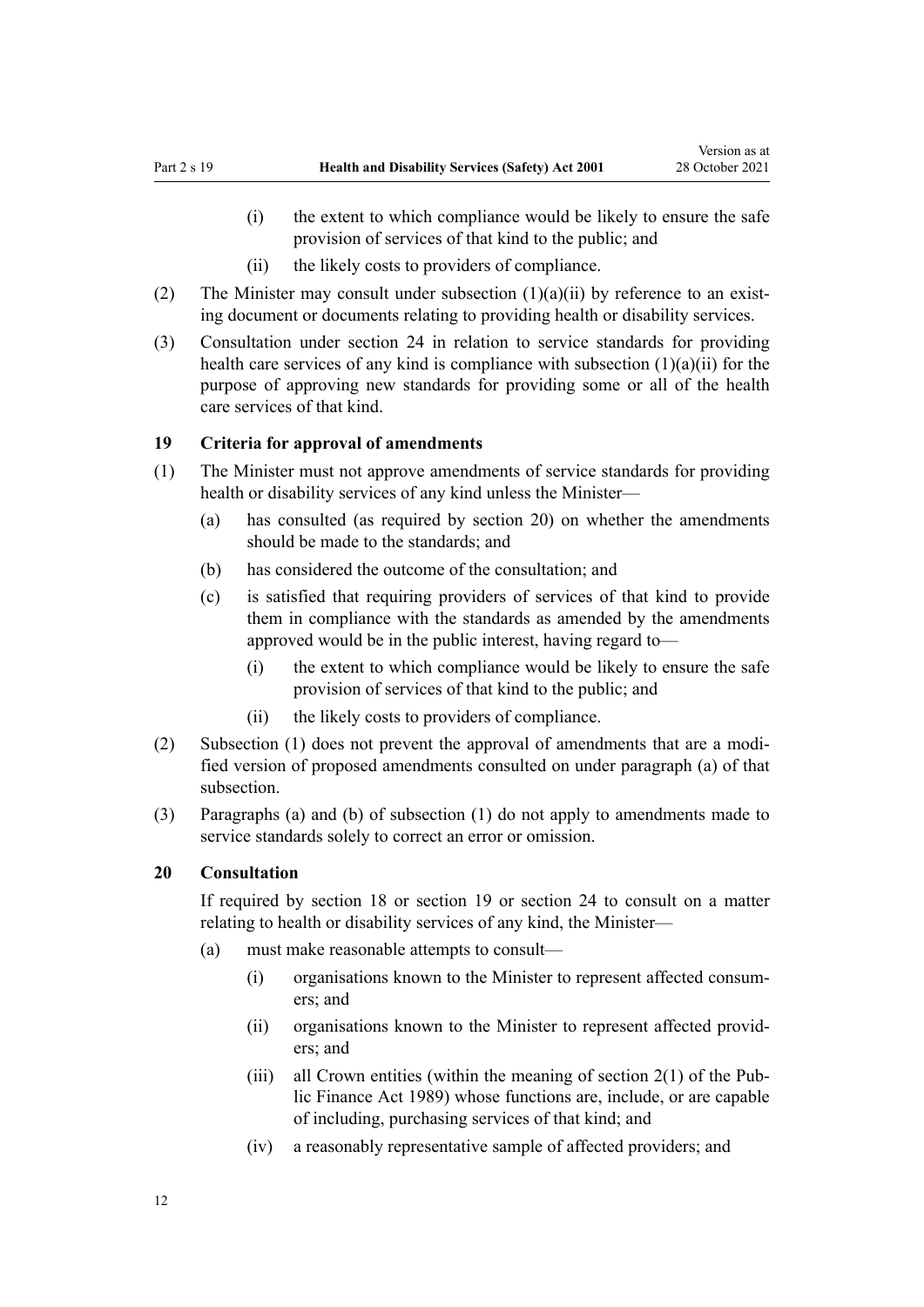(i) the extent to which compliance would be likely to ensure the safe provision of services of that kind to the public; and

(ii) the likely costs to providers of compliance.

(2) The Minister may consult under subsection (1)(a)(ii) by reference to an existing document or documents relating to providing health or disability services.

(3) Consultation under section 24 in relation to service standards for providing health care services of any kind is compliance with subsection (1)(a)(ii) for the purpose of approving new standards for providing some or all of the health care services of that kind.

### 19 Criteria for approval of amendments

(1) The Minister must not approve amendments of service standards for providing health or disability services of any kind unless the Minister—

(a) has consulted (as required by section 20) on whether the amendments should be made to the standards; and

(b) has considered the outcome of the consultation; and

(c) is satisfied that requiring providers of services of that kind to provide them in compliance with the standards as amended by the amendments approved would be in the public interest, having regard to—

(i) the extent to which compliance would be likely to ensure the safe provision of services of that kind to the public; and

(ii) the likely costs to providers of compliance.

(2) Subsection (1) does not prevent the approval of amendments that are a modified version of proposed amendments consulted on under paragraph (a) of that subsection.

(3) Paragraphs (a) and (b) of subsection (1) do not apply to amendments made to service standards solely to correct an error or omission.

### 20 Consultation

If required by section 18 or section 19 or section 24 to consult on a matter relating to health or disability services of any kind, the Minister—

(a) must make reasonable attempts to consult—

(i) organisations known to the Minister to represent affected consumers; and

(ii) organisations known to the Minister to represent affected providers; and

(iii) all Crown entities (within the meaning of section 2(1) of the Public Finance Act 1989) whose functions are, include, or are capable of including, purchasing services of that kind; and

(iv) a reasonably representative sample of affected providers; and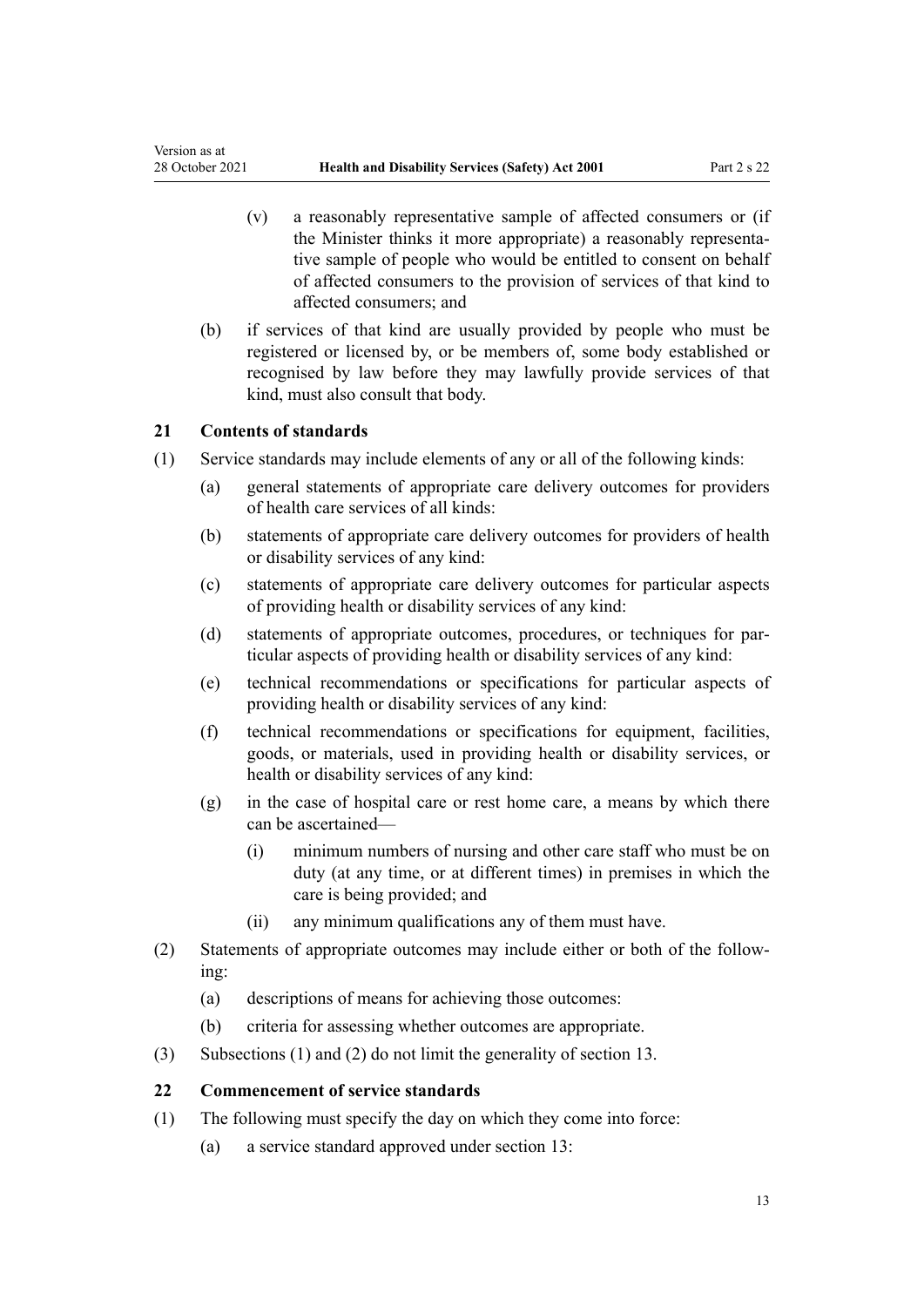(v) a reasonably representative sample of affected consumers or (if the Minister thinks it more appropriate) a reasonably representative sample of people who would be entitled to consent on behalf of affected consumers to the provision of services of that kind to affected consumers; and

(b) if services of that kind are usually provided by people who must be registered or licensed by, or be members of, some body established or recognised by law before they may lawfully provide services of that kind, must also consult that body.

### 21 Contents of standards

(1) Service standards may include elements of any or all of the following kinds:

(a) general statements of appropriate care delivery outcomes for providers of health care services of all kinds:

(b) statements of appropriate care delivery outcomes for providers of health or disability services of any kind:

(c) statements of appropriate care delivery outcomes for particular aspects of providing health or disability services of any kind:

(d) statements of appropriate outcomes, procedures, or techniques for particular aspects of providing health or disability services of any kind:

(e) technical recommendations or specifications for particular aspects of providing health or disability services of any kind:

(f) technical recommendations or specifications for equipment, facilities, goods, or materials, used in providing health or disability services, or health or disability services of any kind:

(g) in the case of hospital care or rest home care, a means by which there can be ascertained—

(i) minimum numbers of nursing and other care staff who must be on duty (at any time, or at different times) in premises in which the care is being provided; and

(ii) any minimum qualifications any of them must have.

(2) Statements of appropriate outcomes may include either or both of the following:

(a) descriptions of means for achieving those outcomes:

(b) criteria for assessing whether outcomes are appropriate.

(3) Subsections (1) and (2) do not limit the generality of section 13.

### 22 Commencement of service standards

(1) The following must specify the day on which they come into force:

(a) a service standard approved under section 13: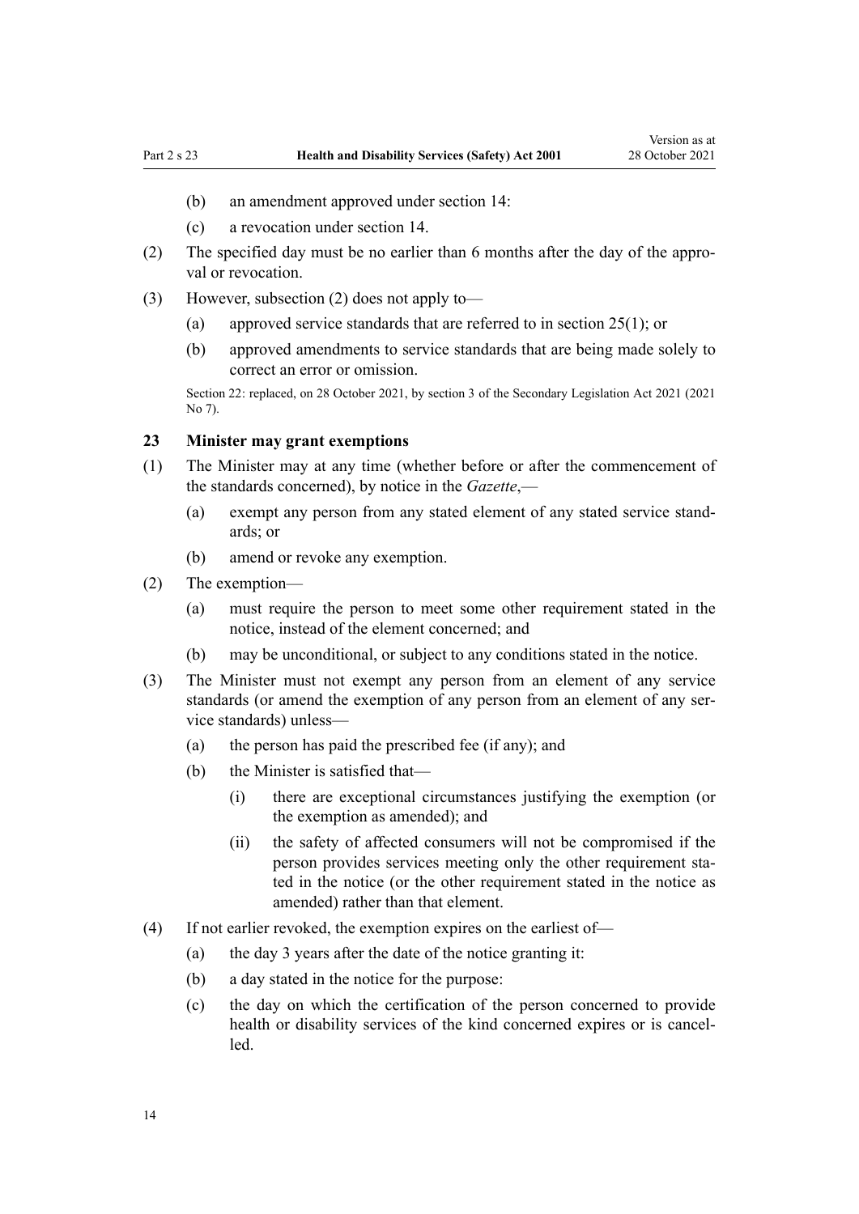(b) an amendment approved under section 14:

(c) a revocation under section 14.

(2) The specified day must be no earlier than 6 months after the day of the approval or revocation.

(3) However, subsection (2) does not apply to—

(a) approved service standards that are referred to in section 25(1); or

(b) approved amendments to service standards that are being made solely to correct an error or omission.

Section 22: replaced, on 28 October 2021, by section 3 of the Secondary Legislation Act 2021 (2021 No 7).

### 23 Minister may grant exemptions

(1) The Minister may at any time (whether before or after the commencement of the standards concerned), by notice in the *Gazette*,—

(a) exempt any person from any stated element of any stated service standards; or

(b) amend or revoke any exemption.

(2) The exemption—

(a) must require the person to meet some other requirement stated in the notice, instead of the element concerned; and

(b) may be unconditional, or subject to any conditions stated in the notice.

(3) The Minister must not exempt any person from an element of any service standards (or amend the exemption of any person from an element of any service standards) unless—

(a) the person has paid the prescribed fee (if any); and

(b) the Minister is satisfied that—

(i) there are exceptional circumstances justifying the exemption (or the exemption as amended); and

(ii) the safety of affected consumers will not be compromised if the person provides services meeting only the other requirement stated in the notice (or the other requirement stated in the notice as amended) rather than that element.

(4) If not earlier revoked, the exemption expires on the earliest of—

(a) the day 3 years after the date of the notice granting it:

(b) a day stated in the notice for the purpose:

(c) the day on which the certification of the person concerned to provide health or disability services of the kind concerned expires or is cancelled.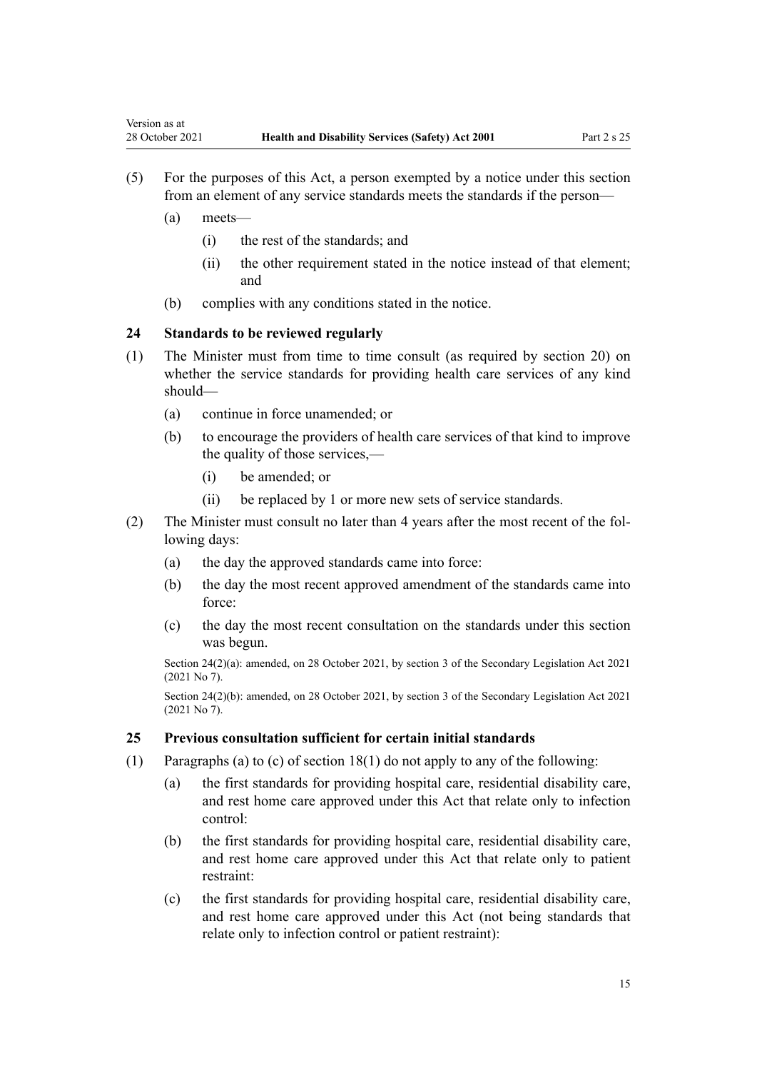(5) For the purposes of this Act, a person exempted by a notice under this section from an element of any service standards meets the standards if the person—

(a) meets—

(i) the rest of the standards; and

(ii) the other requirement stated in the notice instead of that element; and

(b) complies with any conditions stated in the notice.

### 24 Standards to be reviewed regularly

(1) The Minister must from time to time consult (as required by section 20) on whether the service standards for providing health care services of any kind should—

(a) continue in force unamended; or

(b) to encourage the providers of health care services of that kind to improve the quality of those services,—

(i) be amended; or

(ii) be replaced by 1 or more new sets of service standards.

(2) The Minister must consult no later than 4 years after the most recent of the following days:

(a) the day the approved standards came into force:

(b) the day the most recent approved amendment of the standards came into force:

(c) the day the most recent consultation on the standards under this section was begun.

Section 24(2)(a): amended, on 28 October 2021, by section 3 of the Secondary Legislation Act 2021 (2021 No 7).

Section 24(2)(b): amended, on 28 October 2021, by section 3 of the Secondary Legislation Act 2021 (2021 No 7).

### 25 Previous consultation sufficient for certain initial standards

(1) Paragraphs (a) to (c) of section 18(1) do not apply to any of the following:

(a) the first standards for providing hospital care, residential disability care, and rest home care approved under this Act that relate only to infection control:

(b) the first standards for providing hospital care, residential disability care, and rest home care approved under this Act that relate only to patient restraint:

(c) the first standards for providing hospital care, residential disability care, and rest home care approved under this Act (not being standards that relate only to infection control or patient restraint):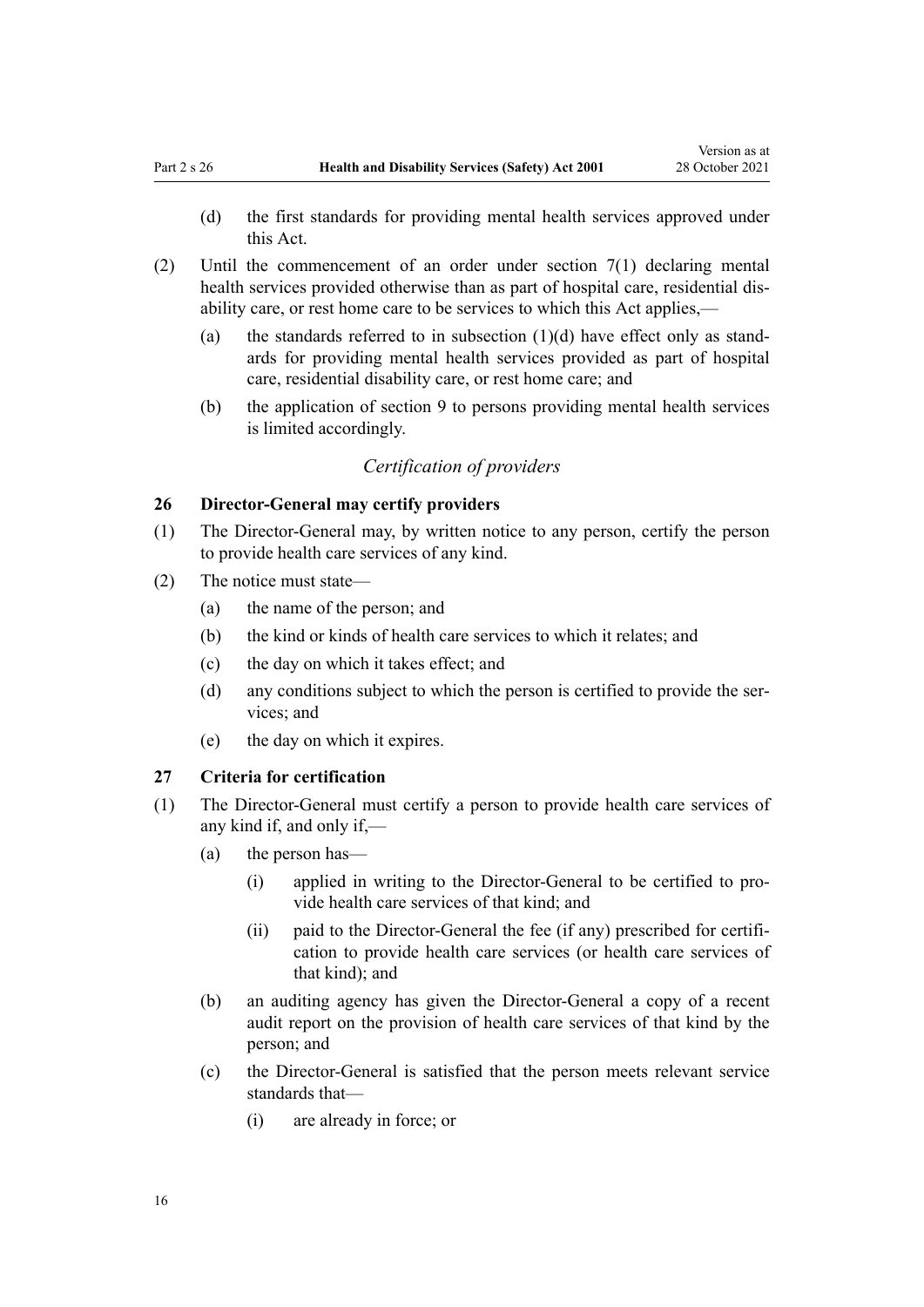(d) the first standards for providing mental health services approved under this Act.

(2) Until the commencement of an order under section 7(1) declaring mental health services provided otherwise than as part of hospital care, residential disability care, or rest home care to be services to which this Act applies,—

(a) the standards referred to in subsection (1)(d) have effect only as standards for providing mental health services provided as part of hospital care, residential disability care, or rest home care; and

(b) the application of section 9 to persons providing mental health services is limited accordingly.

### *Certification of providers*

### 26 Director-General may certify providers

(1) The Director-General may, by written notice to any person, certify the person to provide health care services of any kind.

(2) The notice must state—

(a) the name of the person; and

(b) the kind or kinds of health care services to which it relates; and

(c) the day on which it takes effect; and

(d) any conditions subject to which the person is certified to provide the services; and

(e) the day on which it expires.

### 27 Criteria for certification

(1) The Director-General must certify a person to provide health care services of any kind if, and only if,—

(a) the person has—

(i) applied in writing to the Director-General to be certified to provide health care services of that kind; and

(ii) paid to the Director-General the fee (if any) prescribed for certification to provide health care services (or health care services of that kind); and

(b) an auditing agency has given the Director-General a copy of a recent audit report on the provision of health care services of that kind by the person; and

(c) the Director-General is satisfied that the person meets relevant service standards that—

(i) are already in force; or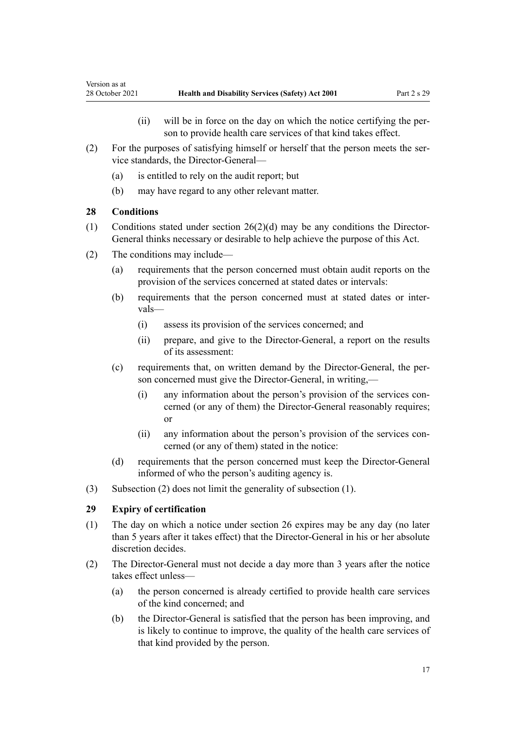(ii) will be in force on the day on which the notice certifying the person to provide health care services of that kind takes effect.

(2) For the purposes of satisfying himself or herself that the person meets the service standards, the Director-General—

(a) is entitled to rely on the audit report; but

(b) may have regard to any other relevant matter.

### 28 Conditions

(1) Conditions stated under section 26(2)(d) may be any conditions the Director-General thinks necessary or desirable to help achieve the purpose of this Act.

(2) The conditions may include—

(a) requirements that the person concerned must obtain audit reports on the provision of the services concerned at stated dates or intervals:

(b) requirements that the person concerned must at stated dates or intervals—

(i) assess its provision of the services concerned; and

(ii) prepare, and give to the Director-General, a report on the results of its assessment:

(c) requirements that, on written demand by the Director-General, the person concerned must give the Director-General, in writing,—

(i) any information about the person's provision of the services concerned (or any of them) the Director-General reasonably requires; or

(ii) any information about the person's provision of the services concerned (or any of them) stated in the notice:

(d) requirements that the person concerned must keep the Director-General informed of who the person's auditing agency is.

(3) Subsection (2) does not limit the generality of subsection (1).

### 29 Expiry of certification

(1) The day on which a notice under section 26 expires may be any day (no later than 5 years after it takes effect) that the Director-General in his or her absolute discretion decides.

(2) The Director-General must not decide a day more than 3 years after the notice takes effect unless—

(a) the person concerned is already certified to provide health care services of the kind concerned; and

(b) the Director-General is satisfied that the person has been improving, and is likely to continue to improve, the quality of the health care services of that kind provided by the person.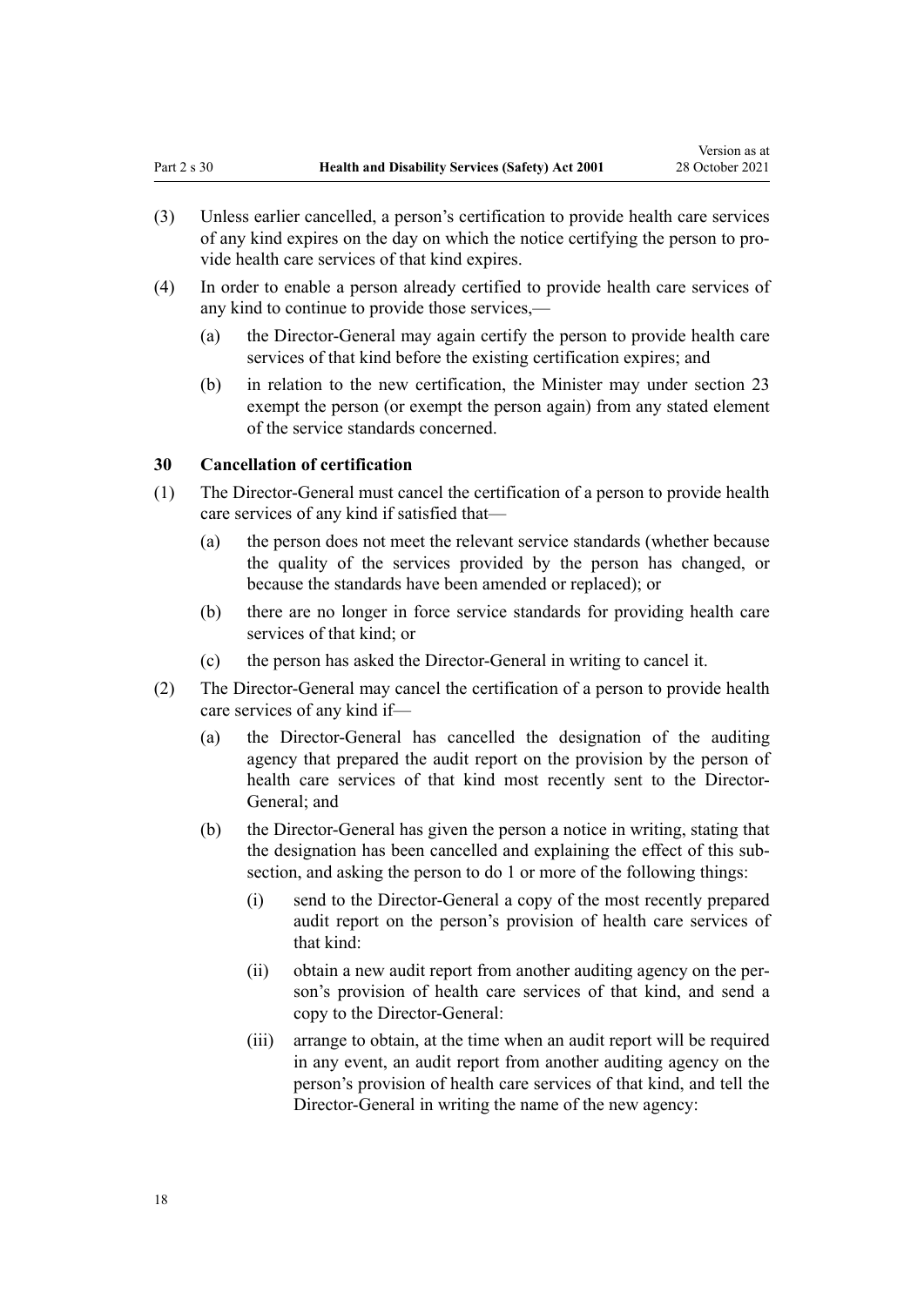(3) Unless earlier cancelled, a person's certification to provide health care services of any kind expires on the day on which the notice certifying the person to provide health care services of that kind expires.

(4) In order to enable a person already certified to provide health care services of any kind to continue to provide those services,—

   (a) the Director-General may again certify the person to provide health care services of that kind before the existing certification expires; and

   (b) in relation to the new certification, the Minister may under section 23 exempt the person (or exempt the person again) from any stated element of the service standards concerned.

### 30 Cancellation of certification

(1) The Director-General must cancel the certification of a person to provide health care services of any kind if satisfied that—

   (a) the person does not meet the relevant service standards (whether because the quality of the services provided by the person has changed, or because the standards have been amended or replaced); or

   (b) there are no longer in force service standards for providing health care services of that kind; or

   (c) the person has asked the Director-General in writing to cancel it.

(2) The Director-General may cancel the certification of a person to provide health care services of any kind if—

   (a) the Director-General has cancelled the designation of the auditing agency that prepared the audit report on the provision by the person of health care services of that kind most recently sent to the Director-General; and

   (b) the Director-General has given the person a notice in writing, stating that the designation has been cancelled and explaining the effect of this subsection, and asking the person to do 1 or more of the following things:

      (i) send to the Director-General a copy of the most recently prepared audit report on the person's provision of health care services of that kind:

      (ii) obtain a new audit report from another auditing agency on the person's provision of health care services of that kind, and send a copy to the Director-General:

      (iii) arrange to obtain, at the time when an audit report will be required in any event, an audit report from another auditing agency on the person's provision of health care services of that kind, and tell the Director-General in writing the name of the new agency: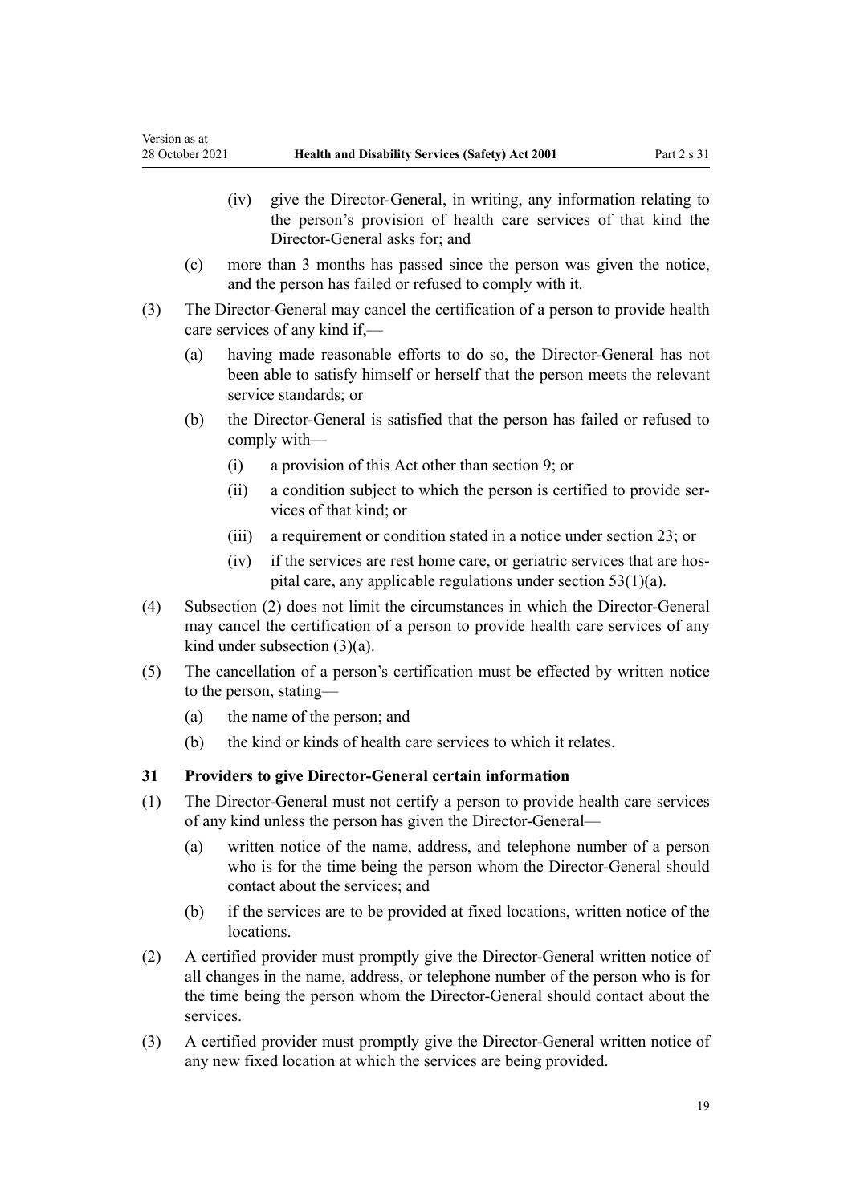(iv) give the Director-General, in writing, any information relating to the person's provision of health care services of that kind the Director-General asks for; and

(c) more than 3 months has passed since the person was given the notice, and the person has failed or refused to comply with it.

(3) The Director-General may cancel the certification of a person to provide health care services of any kind if,—

(a) having made reasonable efforts to do so, the Director-General has not been able to satisfy himself or herself that the person meets the relevant service standards; or

(b) the Director-General is satisfied that the person has failed or refused to comply with—

(i) a provision of this Act other than section 9; or

(ii) a condition subject to which the person is certified to provide services of that kind; or

(iii) a requirement or condition stated in a notice under section 23; or

(iv) if the services are rest home care, or geriatric services that are hospital care, any applicable regulations under section 53(1)(a).

(4) Subsection (2) does not limit the circumstances in which the Director-General may cancel the certification of a person to provide health care services of any kind under subsection (3)(a).

(5) The cancellation of a person's certification must be effected by written notice to the person, stating—

(a) the name of the person; and

(b) the kind or kinds of health care services to which it relates.

### 31 Providers to give Director-General certain information

(1) The Director-General must not certify a person to provide health care services of any kind unless the person has given the Director-General—

(a) written notice of the name, address, and telephone number of a person who is for the time being the person whom the Director-General should contact about the services; and

(b) if the services are to be provided at fixed locations, written notice of the locations.

(2) A certified provider must promptly give the Director-General written notice of all changes in the name, address, or telephone number of the person who is for the time being the person whom the Director-General should contact about the services.

(3) A certified provider must promptly give the Director-General written notice of any new fixed location at which the services are being provided.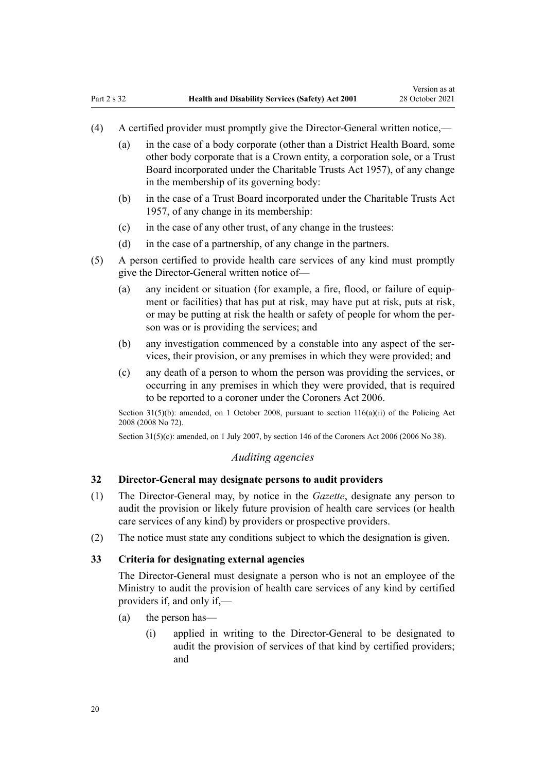(4) A certified provider must promptly give the Director-General written notice,—

  (a) in the case of a body corporate (other than a District Health Board, some other body corporate that is a Crown entity, a corporation sole, or a Trust Board incorporated under the Charitable Trusts Act 1957), of any change in the membership of its governing body:

  (b) in the case of a Trust Board incorporated under the Charitable Trusts Act 1957, of any change in its membership:

  (c) in the case of any other trust, of any change in the trustees:

  (d) in the case of a partnership, of any change in the partners.

(5) A person certified to provide health care services of any kind must promptly give the Director-General written notice of—

  (a) any incident or situation (for example, a fire, flood, or failure of equipment or facilities) that has put at risk, may have put at risk, puts at risk, or may be putting at risk the health or safety of people for whom the person was or is providing the services; and

  (b) any investigation commenced by a constable into any aspect of the services, their provision, or any premises in which they were provided; and

  (c) any death of a person to whom the person was providing the services, or occurring in any premises in which they were provided, that is required to be reported to a coroner under the Coroners Act 2006.

Section 31(5)(b): amended, on 1 October 2008, pursuant to section 116(a)(ii) of the Policing Act 2008 (2008 No 72).

Section 31(5)(c): amended, on 1 July 2007, by section 146 of the Coroners Act 2006 (2006 No 38).

*Auditing agencies*

**32 Director-General may designate persons to audit providers**

(1) The Director-General may, by notice in the *Gazette*, designate any person to audit the provision or likely future provision of health care services (or health care services of any kind) by providers or prospective providers.

(2) The notice must state any conditions subject to which the designation is given.

**33 Criteria for designating external agencies**

The Director-General must designate a person who is not an employee of the Ministry to audit the provision of health care services of any kind by certified providers if, and only if,—

  (a) the person has—

    (i) applied in writing to the Director-General to be designated to audit the provision of services of that kind by certified providers; and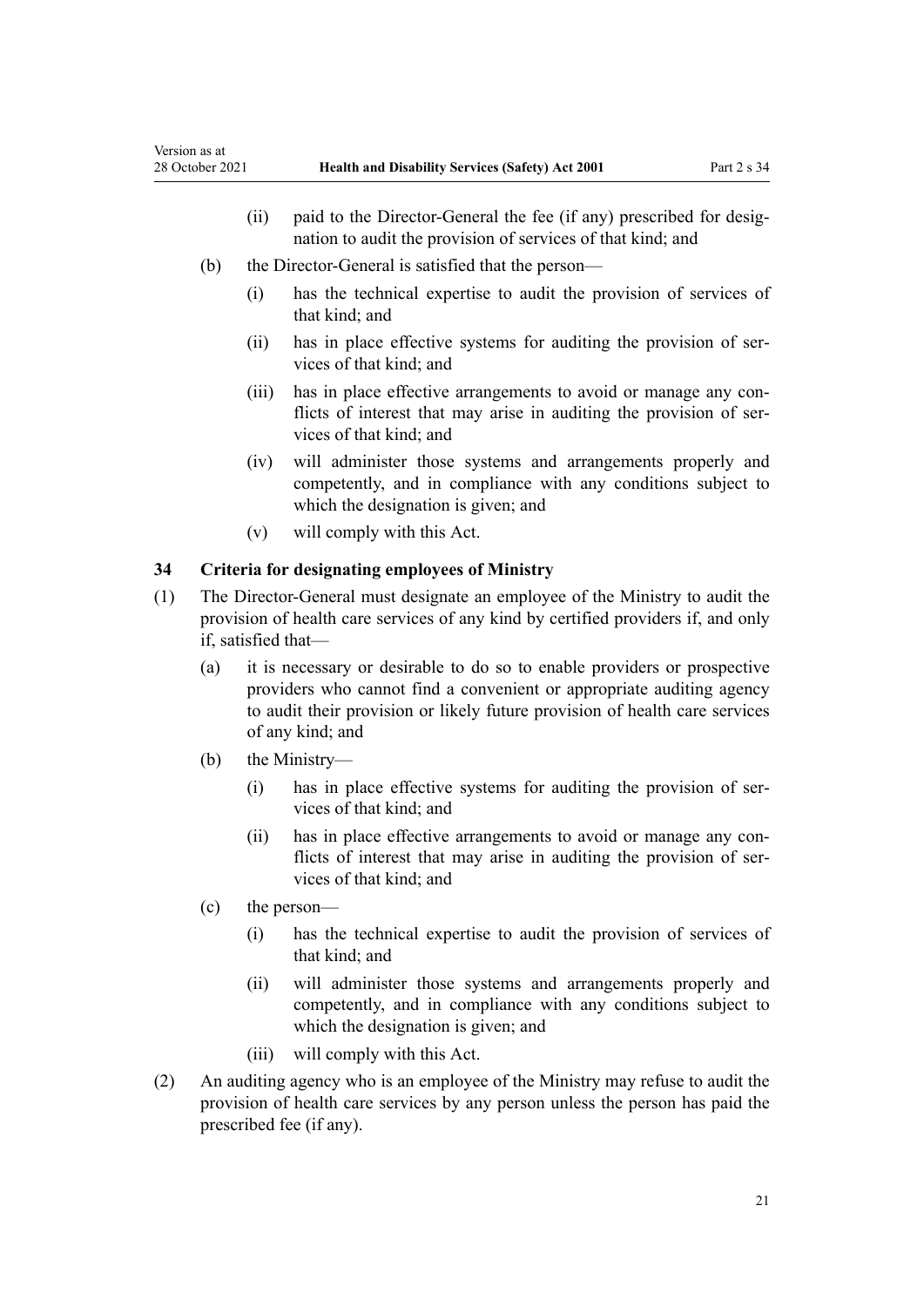(ii) paid to the Director-General the fee (if any) prescribed for designation to audit the provision of services of that kind; and

(b) the Director-General is satisfied that the person—

(i) has the technical expertise to audit the provision of services of that kind; and

(ii) has in place effective systems for auditing the provision of services of that kind; and

(iii) has in place effective arrangements to avoid or manage any conflicts of interest that may arise in auditing the provision of services of that kind; and

(iv) will administer those systems and arrangements properly and competently, and in compliance with any conditions subject to which the designation is given; and

(v) will comply with this Act.

### 34 Criteria for designating employees of Ministry

(1) The Director-General must designate an employee of the Ministry to audit the provision of health care services of any kind by certified providers if, and only if, satisfied that—

(a) it is necessary or desirable to do so to enable providers or prospective providers who cannot find a convenient or appropriate auditing agency to audit their provision or likely future provision of health care services of any kind; and

(b) the Ministry—

(i) has in place effective systems for auditing the provision of services of that kind; and

(ii) has in place effective arrangements to avoid or manage any conflicts of interest that may arise in auditing the provision of services of that kind; and

(c) the person—

(i) has the technical expertise to audit the provision of services of that kind; and

(ii) will administer those systems and arrangements properly and competently, and in compliance with any conditions subject to which the designation is given; and

(iii) will comply with this Act.

(2) An auditing agency who is an employee of the Ministry may refuse to audit the provision of health care services by any person unless the person has paid the prescribed fee (if any).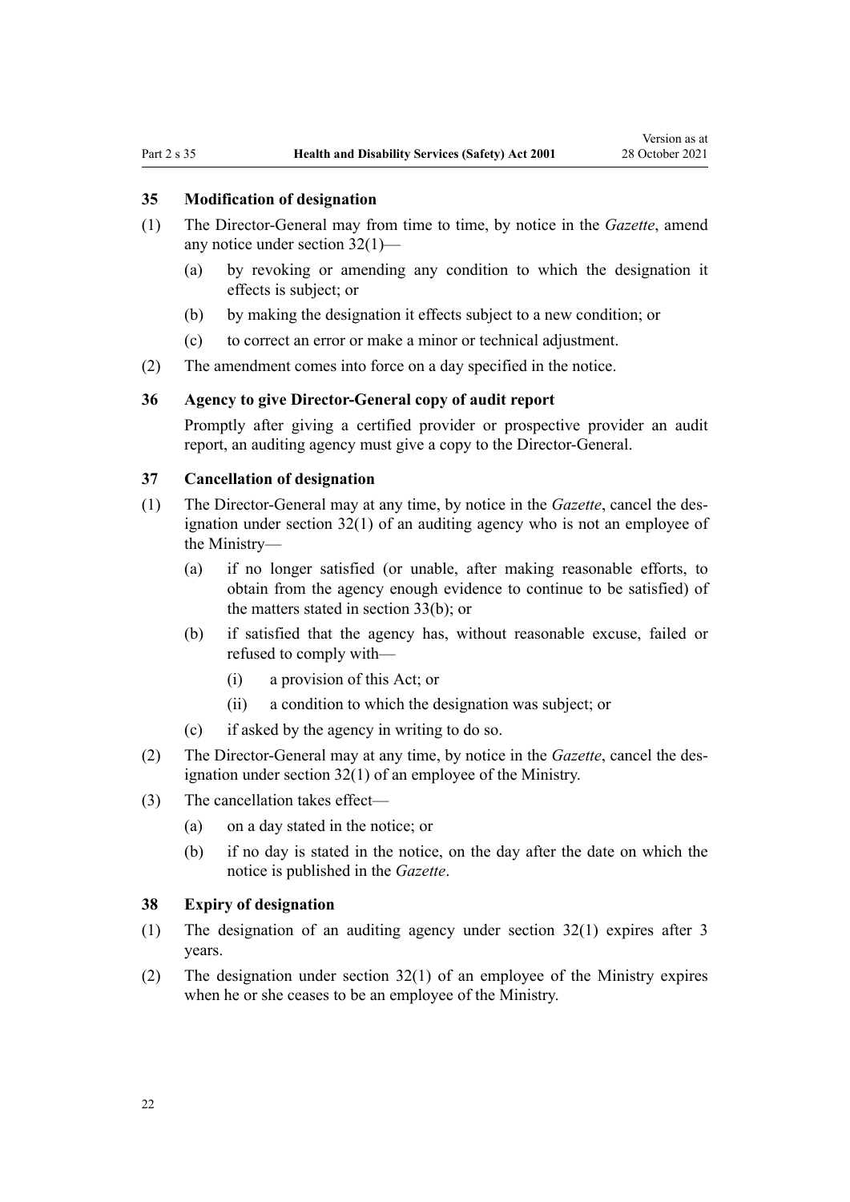### 35 Modification of designation

(1) The Director-General may from time to time, by notice in the *Gazette*, amend any notice under section 32(1)—

(a) by revoking or amending any condition to which the designation it effects is subject; or

(b) by making the designation it effects subject to a new condition; or

(c) to correct an error or make a minor or technical adjustment.

(2) The amendment comes into force on a day specified in the notice.

### 36 Agency to give Director-General copy of audit report

Promptly after giving a certified provider or prospective provider an audit report, an auditing agency must give a copy to the Director-General.

### 37 Cancellation of designation

(1) The Director-General may at any time, by notice in the *Gazette*, cancel the designation under section 32(1) of an auditing agency who is not an employee of the Ministry—

(a) if no longer satisfied (or unable, after making reasonable efforts, to obtain from the agency enough evidence to continue to be satisfied) of the matters stated in section 33(b); or

(b) if satisfied that the agency has, without reasonable excuse, failed or refused to comply with—

(i) a provision of this Act; or

(ii) a condition to which the designation was subject; or

(c) if asked by the agency in writing to do so.

(2) The Director-General may at any time, by notice in the *Gazette*, cancel the designation under section 32(1) of an employee of the Ministry.

(3) The cancellation takes effect—

(a) on a day stated in the notice; or

(b) if no day is stated in the notice, on the day after the date on which the notice is published in the *Gazette*.

### 38 Expiry of designation

(1) The designation of an auditing agency under section 32(1) expires after 3 years.

(2) The designation under section 32(1) of an employee of the Ministry expires when he or she ceases to be an employee of the Ministry.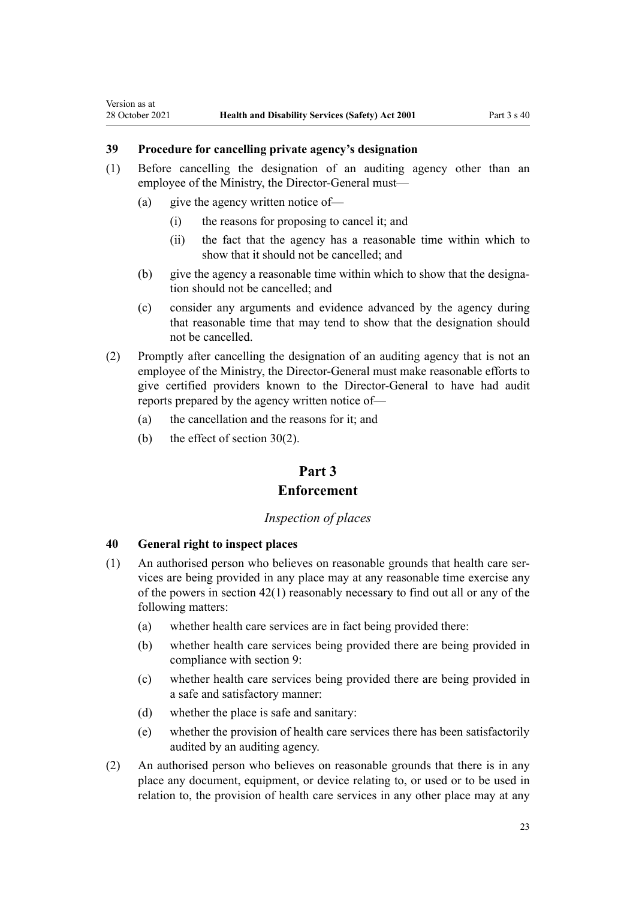### 39 Procedure for cancelling private agency's designation

(1) Before cancelling the designation of an auditing agency other than an employee of the Ministry, the Director-General must—

(a) give the agency written notice of—

(i) the reasons for proposing to cancel it; and

(ii) the fact that the agency has a reasonable time within which to show that it should not be cancelled; and

(b) give the agency a reasonable time within which to show that the designation should not be cancelled; and

(c) consider any arguments and evidence advanced by the agency during that reasonable time that may tend to show that the designation should not be cancelled.

(2) Promptly after cancelling the designation of an auditing agency that is not an employee of the Ministry, the Director-General must make reasonable efforts to give certified providers known to the Director-General to have had audit reports prepared by the agency written notice of—

(a) the cancellation and the reasons for it; and

(b) the effect of section 30(2).

## Part 3
## Enforcement

*Inspection of places*

### 40 General right to inspect places

(1) An authorised person who believes on reasonable grounds that health care services are being provided in any place may at any reasonable time exercise any of the powers in section 42(1) reasonably necessary to find out all or any of the following matters:

(a) whether health care services are in fact being provided there:

(b) whether health care services being provided there are being provided in compliance with section 9:

(c) whether health care services being provided there are being provided in a safe and satisfactory manner:

(d) whether the place is safe and sanitary:

(e) whether the provision of health care services there has been satisfactorily audited by an auditing agency.

(2) An authorised person who believes on reasonable grounds that there is in any place any document, equipment, or device relating to, or used or to be used in relation to, the provision of health care services in any other place may at any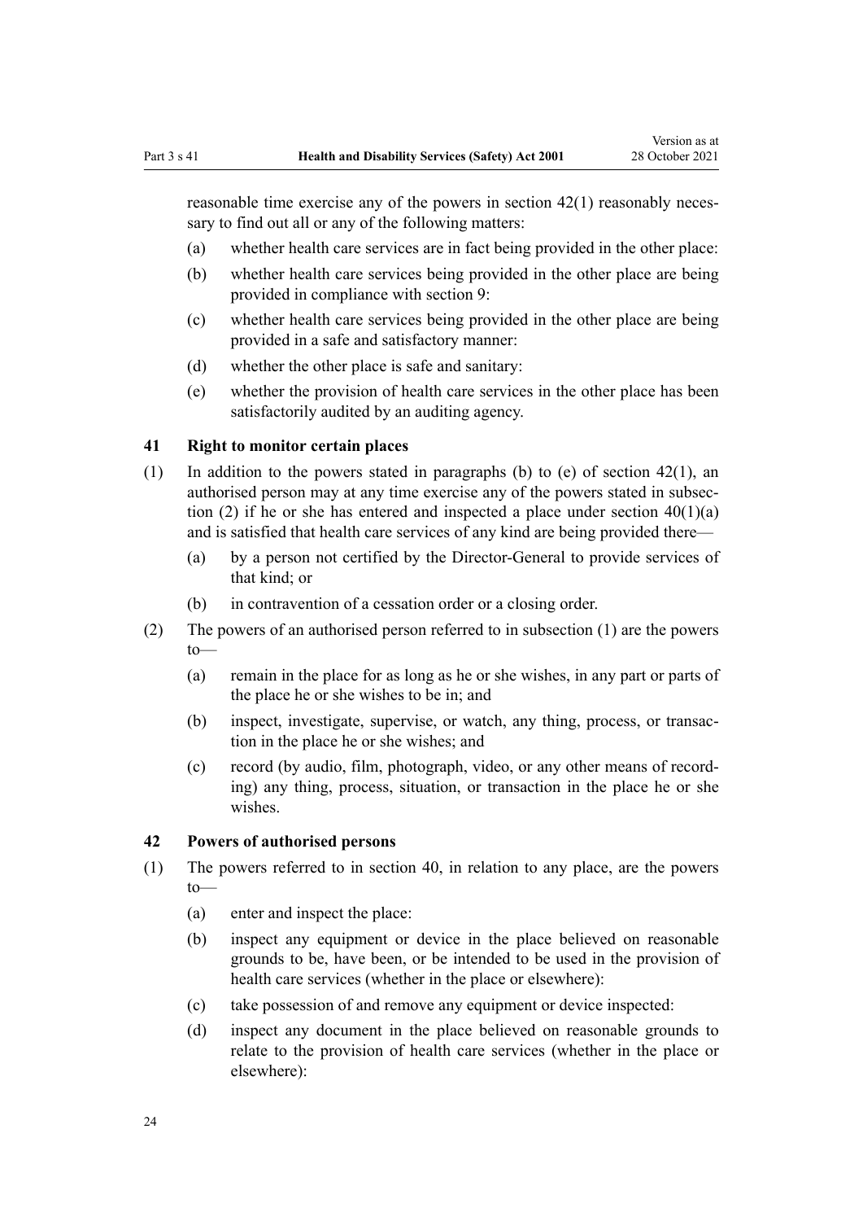reasonable time exercise any of the powers in section 42(1) reasonably necessary to find out all or any of the following matters:

(a) whether health care services are in fact being provided in the other place:

(b) whether health care services being provided in the other place are being provided in compliance with section 9:

(c) whether health care services being provided in the other place are being provided in a safe and satisfactory manner:

(d) whether the other place is safe and sanitary:

(e) whether the provision of health care services in the other place has been satisfactorily audited by an auditing agency.

### 41 Right to monitor certain places

(1) In addition to the powers stated in paragraphs (b) to (e) of section 42(1), an authorised person may at any time exercise any of the powers stated in subsection (2) if he or she has entered and inspected a place under section 40(1)(a) and is satisfied that health care services of any kind are being provided there—

(a) by a person not certified by the Director-General to provide services of that kind; or

(b) in contravention of a cessation order or a closing order.

(2) The powers of an authorised person referred to in subsection (1) are the powers to—

(a) remain in the place for as long as he or she wishes, in any part or parts of the place he or she wishes to be in; and

(b) inspect, investigate, supervise, or watch, any thing, process, or transaction in the place he or she wishes; and

(c) record (by audio, film, photograph, video, or any other means of recording) any thing, process, situation, or transaction in the place he or she wishes.

### 42 Powers of authorised persons

(1) The powers referred to in section 40, in relation to any place, are the powers to—

(a) enter and inspect the place:

(b) inspect any equipment or device in the place believed on reasonable grounds to be, have been, or be intended to be used in the provision of health care services (whether in the place or elsewhere):

(c) take possession of and remove any equipment or device inspected:

(d) inspect any document in the place believed on reasonable grounds to relate to the provision of health care services (whether in the place or elsewhere):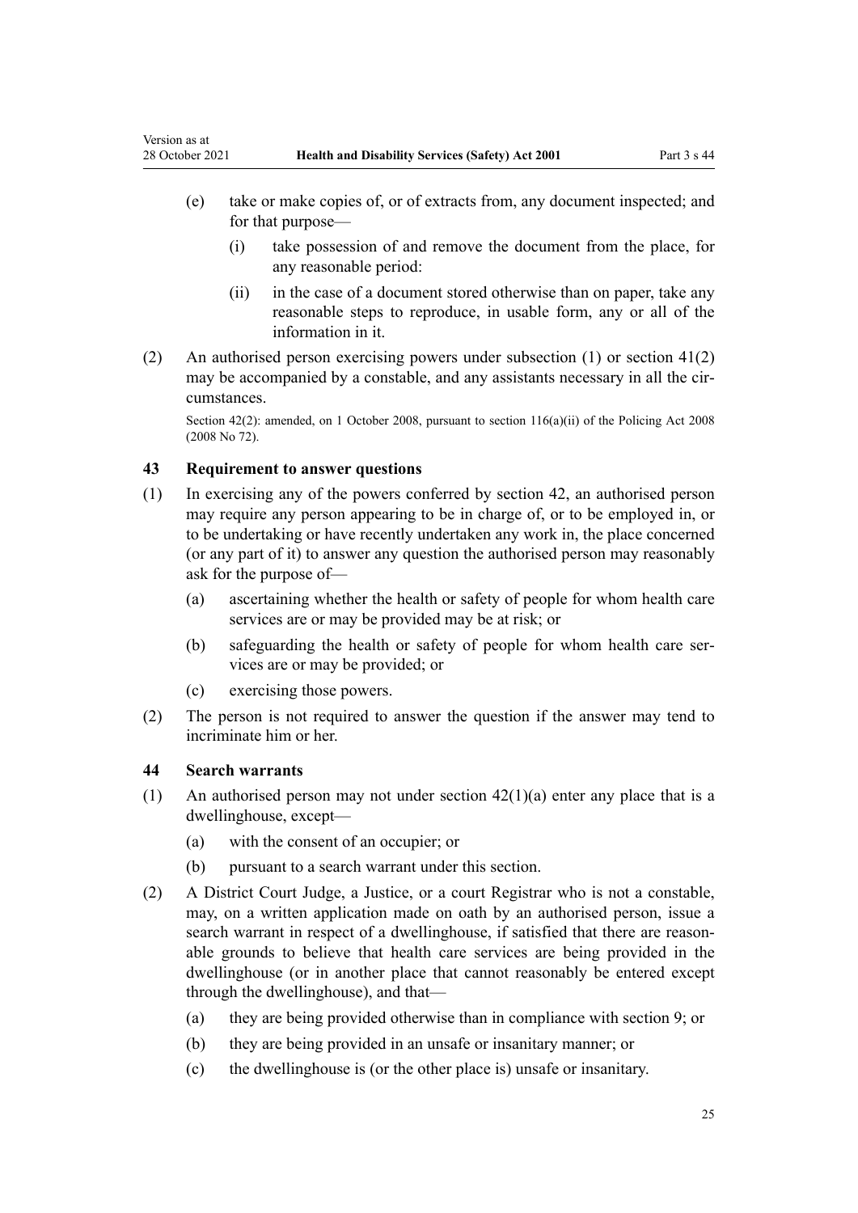(e) take or make copies of, or of extracts from, any document inspected; and for that purpose—

   (i) take possession of and remove the document from the place, for any reasonable period:

   (ii) in the case of a document stored otherwise than on paper, take any reasonable steps to reproduce, in usable form, any or all of the information in it.

(2) An authorised person exercising powers under subsection (1) or section 41(2) may be accompanied by a constable, and any assistants necessary in all the circumstances.

Section 42(2): amended, on 1 October 2008, pursuant to section 116(a)(ii) of the Policing Act 2008 (2008 No 72).

### 43 Requirement to answer questions

(1) In exercising any of the powers conferred by section 42, an authorised person may require any person appearing to be in charge of, or to be employed in, or to be undertaking or have recently undertaken any work in, the place concerned (or any part of it) to answer any question the authorised person may reasonably ask for the purpose of—

(a) ascertaining whether the health or safety of people for whom health care services are or may be provided may be at risk; or

(b) safeguarding the health or safety of people for whom health care services are or may be provided; or

(c) exercising those powers.

(2) The person is not required to answer the question if the answer may tend to incriminate him or her.

### 44 Search warrants

(1) An authorised person may not under section 42(1)(a) enter any place that is a dwellinghouse, except—

(a) with the consent of an occupier; or

(b) pursuant to a search warrant under this section.

(2) A District Court Judge, a Justice, or a court Registrar who is not a constable, may, on a written application made on oath by an authorised person, issue a search warrant in respect of a dwellinghouse, if satisfied that there are reasonable grounds to believe that health care services are being provided in the dwellinghouse (or in another place that cannot reasonably be entered except through the dwellinghouse), and that—

(a) they are being provided otherwise than in compliance with section 9; or

(b) they are being provided in an unsafe or insanitary manner; or

(c) the dwellinghouse is (or the other place is) unsafe or insanitary.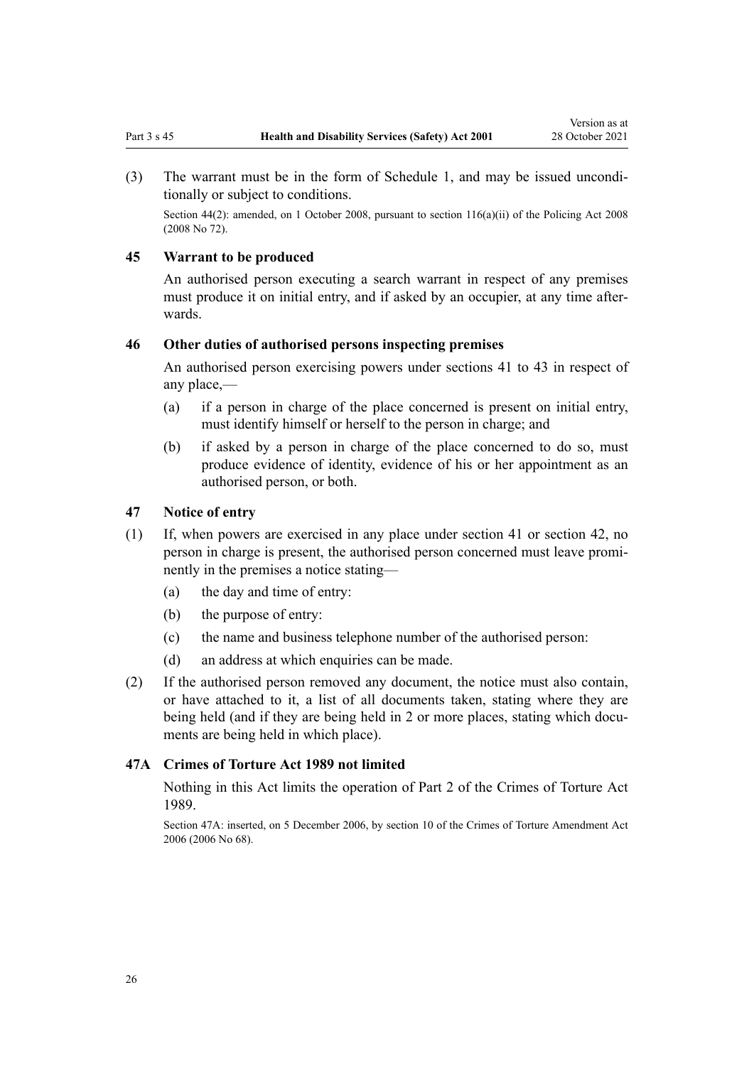(3) The warrant must be in the form of Schedule 1, and may be issued unconditionally or subject to conditions.

Section 44(2): amended, on 1 October 2008, pursuant to section 116(a)(ii) of the Policing Act 2008 (2008 No 72).

### 45 Warrant to be produced

An authorised person executing a search warrant in respect of any premises must produce it on initial entry, and if asked by an occupier, at any time afterwards.

### 46 Other duties of authorised persons inspecting premises

An authorised person exercising powers under sections 41 to 43 in respect of any place,—

(a) if a person in charge of the place concerned is present on initial entry, must identify himself or herself to the person in charge; and

(b) if asked by a person in charge of the place concerned to do so, must produce evidence of identity, evidence of his or her appointment as an authorised person, or both.

### 47 Notice of entry

(1) If, when powers are exercised in any place under section 41 or section 42, no person in charge is present, the authorised person concerned must leave prominently in the premises a notice stating—

(a) the day and time of entry:

(b) the purpose of entry:

(c) the name and business telephone number of the authorised person:

(d) an address at which enquiries can be made.

(2) If the authorised person removed any document, the notice must also contain, or have attached to it, a list of all documents taken, stating where they are being held (and if they are being held in 2 or more places, stating which documents are being held in which place).

### 47A Crimes of Torture Act 1989 not limited

Nothing in this Act limits the operation of Part 2 of the Crimes of Torture Act 1989.

Section 47A: inserted, on 5 December 2006, by section 10 of the Crimes of Torture Amendment Act 2006 (2006 No 68).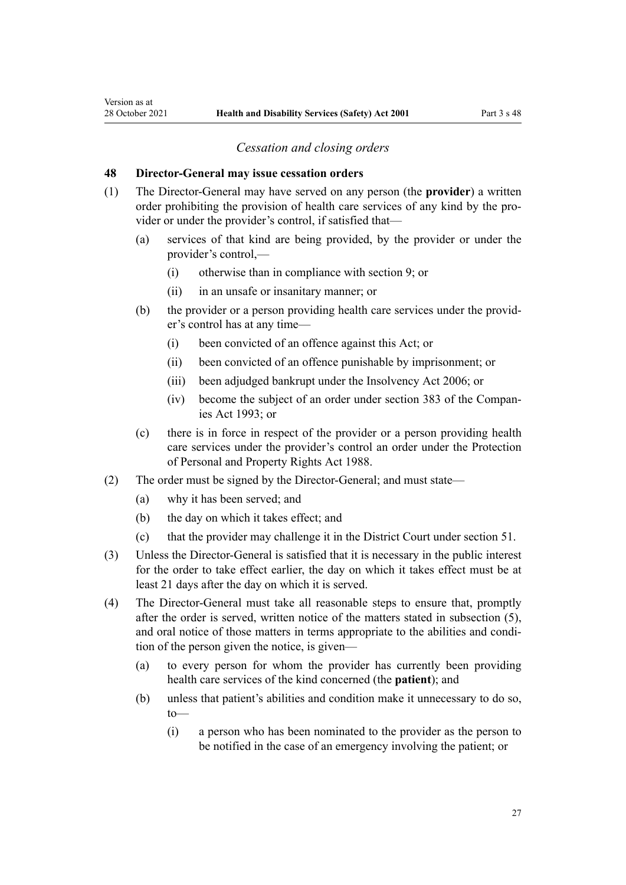*Cessation and closing orders*

**48 Director-General may issue cessation orders**

(1) The Director-General may have served on any person (the **provider**) a written order prohibiting the provision of health care services of any kind by the provider or under the provider's control, if satisfied that—

- (a) services of that kind are being provided, by the provider or under the provider's control,—
  - (i) otherwise than in compliance with section 9; or
  - (ii) in an unsafe or insanitary manner; or
- (b) the provider or a person providing health care services under the provider's control has at any time—
  - (i) been convicted of an offence against this Act; or
  - (ii) been convicted of an offence punishable by imprisonment; or
  - (iii) been adjudged bankrupt under the Insolvency Act 2006; or
  - (iv) become the subject of an order under section 383 of the Companies Act 1993; or
- (c) there is in force in respect of the provider or a person providing health care services under the provider's control an order under the Protection of Personal and Property Rights Act 1988.

(2) The order must be signed by the Director-General; and must state—

- (a) why it has been served; and
- (b) the day on which it takes effect; and
- (c) that the provider may challenge it in the District Court under section 51.

(3) Unless the Director-General is satisfied that it is necessary in the public interest for the order to take effect earlier, the day on which it takes effect must be at least 21 days after the day on which it is served.

(4) The Director-General must take all reasonable steps to ensure that, promptly after the order is served, written notice of the matters stated in subsection (5), and oral notice of those matters in terms appropriate to the abilities and condition of the person given the notice, is given—

- (a) to every person for whom the provider has currently been providing health care services of the kind concerned (the **patient**); and
- (b) unless that patient's abilities and condition make it unnecessary to do so, to—
  - (i) a person who has been nominated to the provider as the person to be notified in the case of an emergency involving the patient; or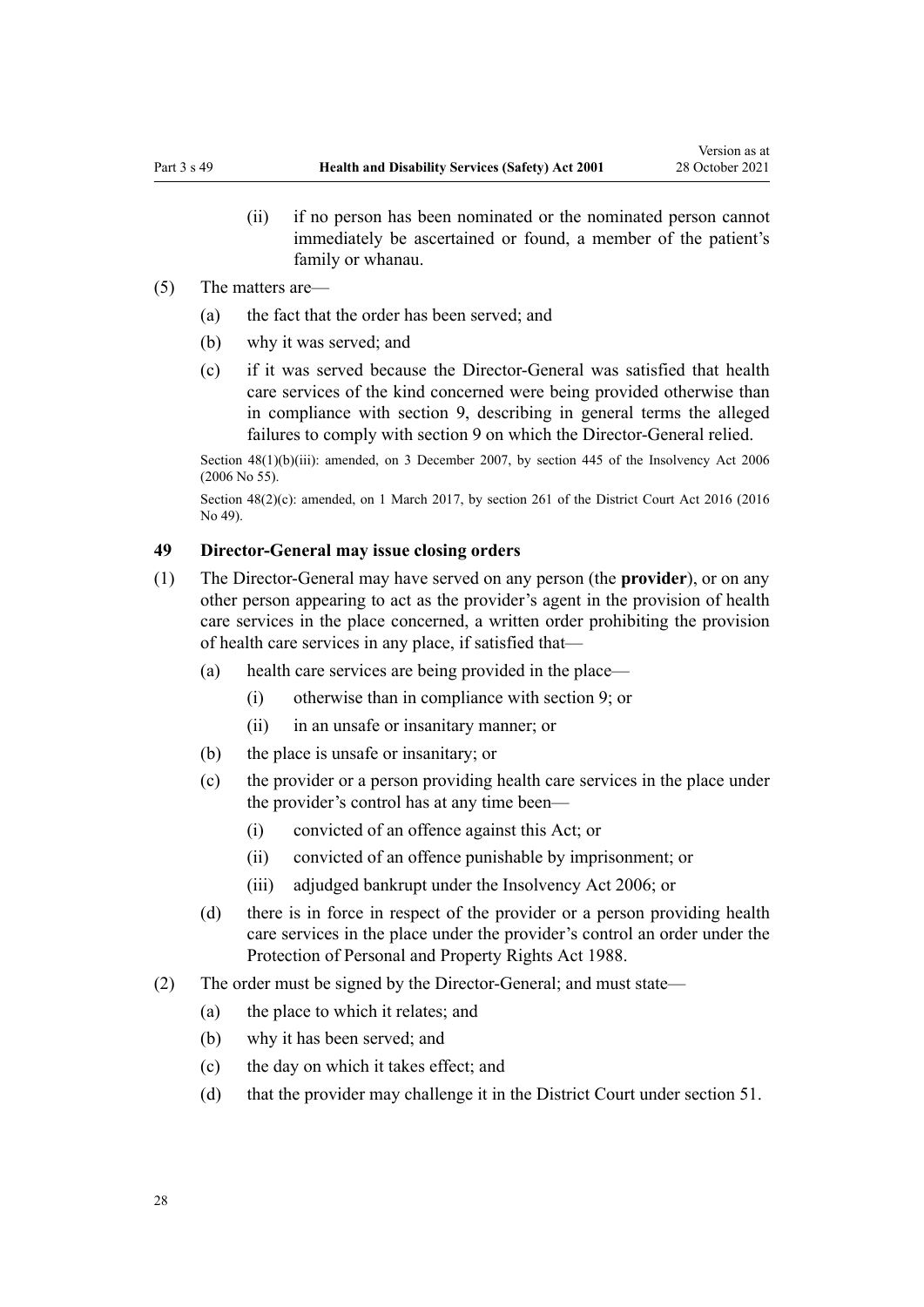(ii) if no person has been nominated or the nominated person cannot immediately be ascertained or found, a member of the patient's family or whanau.

(5) The matters are—

(a) the fact that the order has been served; and

(b) why it was served; and

(c) if it was served because the Director-General was satisfied that health care services of the kind concerned were being provided otherwise than in compliance with section 9, describing in general terms the alleged failures to comply with section 9 on which the Director-General relied.

Section 48(1)(b)(iii): amended, on 3 December 2007, by section 445 of the Insolvency Act 2006 (2006 No 55).

Section 48(2)(c): amended, on 1 March 2017, by section 261 of the District Court Act 2016 (2016 No 49).

### 49 Director-General may issue closing orders

(1) The Director-General may have served on any person (the **provider**), or on any other person appearing to act as the provider's agent in the provision of health care services in the place concerned, a written order prohibiting the provision of health care services in any place, if satisfied that—

(a) health care services are being provided in the place—

(i) otherwise than in compliance with section 9; or

(ii) in an unsafe or insanitary manner; or

(b) the place is unsafe or insanitary; or

(c) the provider or a person providing health care services in the place under the provider's control has at any time been—

(i) convicted of an offence against this Act; or

(ii) convicted of an offence punishable by imprisonment; or

(iii) adjudged bankrupt under the Insolvency Act 2006; or

(d) there is in force in respect of the provider or a person providing health care services in the place under the provider's control an order under the Protection of Personal and Property Rights Act 1988.

(2) The order must be signed by the Director-General; and must state—

(a) the place to which it relates; and

(b) why it has been served; and

(c) the day on which it takes effect; and

(d) that the provider may challenge it in the District Court under section 51.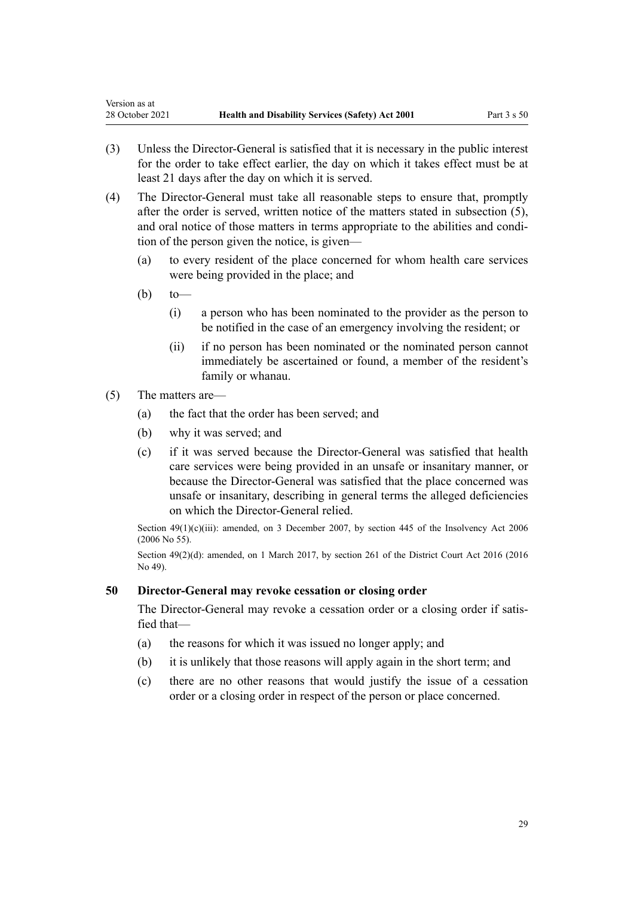(3) Unless the Director-General is satisfied that it is necessary in the public interest for the order to take effect earlier, the day on which it takes effect must be at least 21 days after the day on which it is served.

(4) The Director-General must take all reasonable steps to ensure that, promptly after the order is served, written notice of the matters stated in subsection (5), and oral notice of those matters in terms appropriate to the abilities and condition of the person given the notice, is given—

- (a) to every resident of the place concerned for whom health care services were being provided in the place; and
- (b) to—
  - (i) a person who has been nominated to the provider as the person to be notified in the case of an emergency involving the resident; or
  - (ii) if no person has been nominated or the nominated person cannot immediately be ascertained or found, a member of the resident's family or whanau.

(5) The matters are—

- (a) the fact that the order has been served; and
- (b) why it was served; and
- (c) if it was served because the Director-General was satisfied that health care services were being provided in an unsafe or insanitary manner, or because the Director-General was satisfied that the place concerned was unsafe or insanitary, describing in general terms the alleged deficiencies on which the Director-General relied.

Section 49(1)(c)(iii): amended, on 3 December 2007, by section 445 of the Insolvency Act 2006 (2006 No 55).

Section 49(2)(d): amended, on 1 March 2017, by section 261 of the District Court Act 2016 (2016 No 49).

### 50 Director-General may revoke cessation or closing order

The Director-General may revoke a cessation order or a closing order if satisfied that—

- (a) the reasons for which it was issued no longer apply; and
- (b) it is unlikely that those reasons will apply again in the short term; and
- (c) there are no other reasons that would justify the issue of a cessation order or a closing order in respect of the person or place concerned.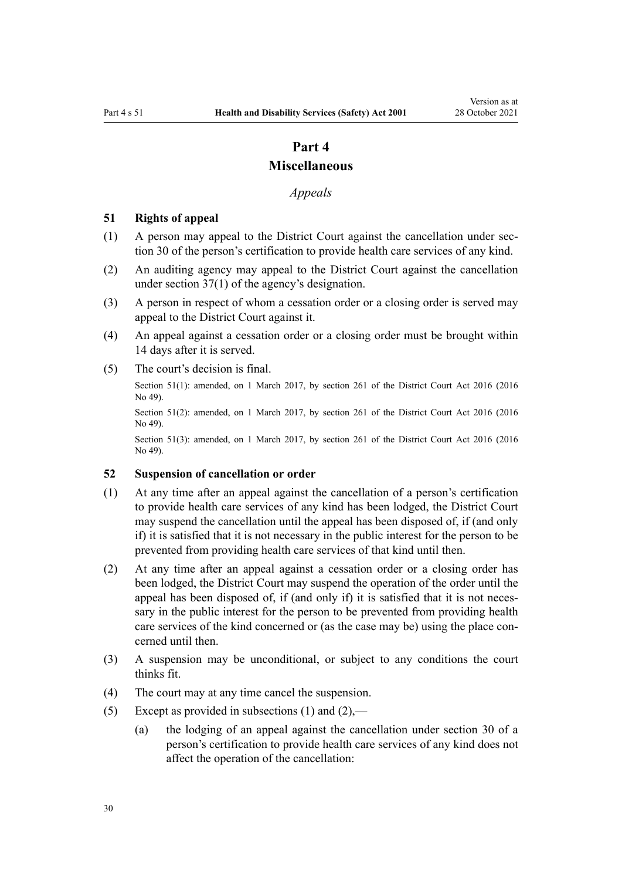# Part 4
# Miscellaneous

*Appeals*

### 51 Rights of appeal

(1) A person may appeal to the District Court against the cancellation under section 30 of the person's certification to provide health care services of any kind.

(2) An auditing agency may appeal to the District Court against the cancellation under section 37(1) of the agency's designation.

(3) A person in respect of whom a cessation order or a closing order is served may appeal to the District Court against it.

(4) An appeal against a cessation order or a closing order must be brought within 14 days after it is served.

(5) The court's decision is final.

Section 51(1): amended, on 1 March 2017, by section 261 of the District Court Act 2016 (2016 No 49).

Section 51(2): amended, on 1 March 2017, by section 261 of the District Court Act 2016 (2016 No 49).

Section 51(3): amended, on 1 March 2017, by section 261 of the District Court Act 2016 (2016 No 49).

### 52 Suspension of cancellation or order

(1) At any time after an appeal against the cancellation of a person's certification to provide health care services of any kind has been lodged, the District Court may suspend the cancellation until the appeal has been disposed of, if (and only if) it is satisfied that it is not necessary in the public interest for the person to be prevented from providing health care services of that kind until then.

(2) At any time after an appeal against a cessation order or a closing order has been lodged, the District Court may suspend the operation of the order until the appeal has been disposed of, if (and only if) it is satisfied that it is not necessary in the public interest for the person to be prevented from providing health care services of the kind concerned or (as the case may be) using the place concerned until then.

(3) A suspension may be unconditional, or subject to any conditions the court thinks fit.

(4) The court may at any time cancel the suspension.

(5) Except as provided in subsections (1) and (2),—

   (a) the lodging of an appeal against the cancellation under section 30 of a person's certification to provide health care services of any kind does not affect the operation of the cancellation: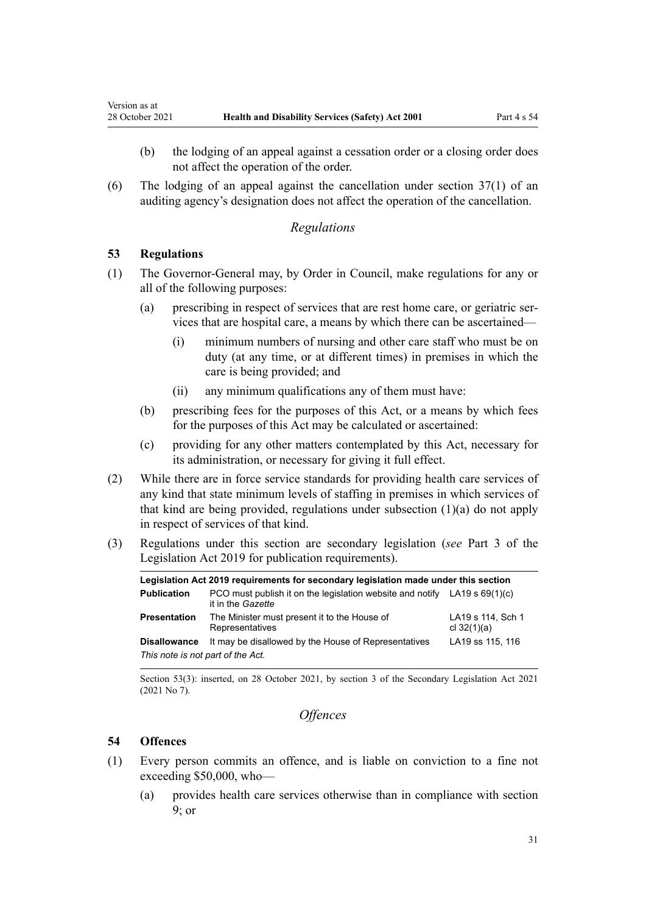(b) the lodging of an appeal against a cessation order or a closing order does not affect the operation of the order.

(6) The lodging of an appeal against the cancellation under section 37(1) of an auditing agency's designation does not affect the operation of the cancellation.

*Regulations*

### 53 Regulations

(1) The Governor-General may, by Order in Council, make regulations for any or all of the following purposes:

(a) prescribing in respect of services that are rest home care, or geriatric services that are hospital care, a means by which there can be ascertained—

(i) minimum numbers of nursing and other care staff who must be on duty (at any time, or at different times) in premises in which the care is being provided; and

(ii) any minimum qualifications any of them must have:

(b) prescribing fees for the purposes of this Act, or a means by which fees for the purposes of this Act may be calculated or ascertained:

(c) providing for any other matters contemplated by this Act, necessary for its administration, or necessary for giving it full effect.

(2) While there are in force service standards for providing health care services of any kind that state minimum levels of staffing in premises in which services of that kind are being provided, regulations under subsection (1)(a) do not apply in respect of services of that kind.

(3) Regulations under this section are secondary legislation (*see* Part 3 of the Legislation Act 2019 for publication requirements).

| **Legislation Act 2019 requirements for secondary legislation made under this section** | | |
|---|---|---|
| **Publication** | PCO must publish it on the legislation website and notify it in the *Gazette* | LA19 s 69(1)(c) |
| **Presentation** | The Minister must present it to the House of Representatives | LA19 s 114, Sch 1 cl 32(1)(a) |
| **Disallowance** | It may be disallowed by the House of Representatives | LA19 ss 115, 116 |
| *This note is not part of the Act.* | | |

Section 53(3): inserted, on 28 October 2021, by section 3 of the Secondary Legislation Act 2021 (2021 No 7).

*Offences*

### 54 Offences

(1) Every person commits an offence, and is liable on conviction to a fine not exceeding $50,000, who—

(a) provides health care services otherwise than in compliance with section 9; or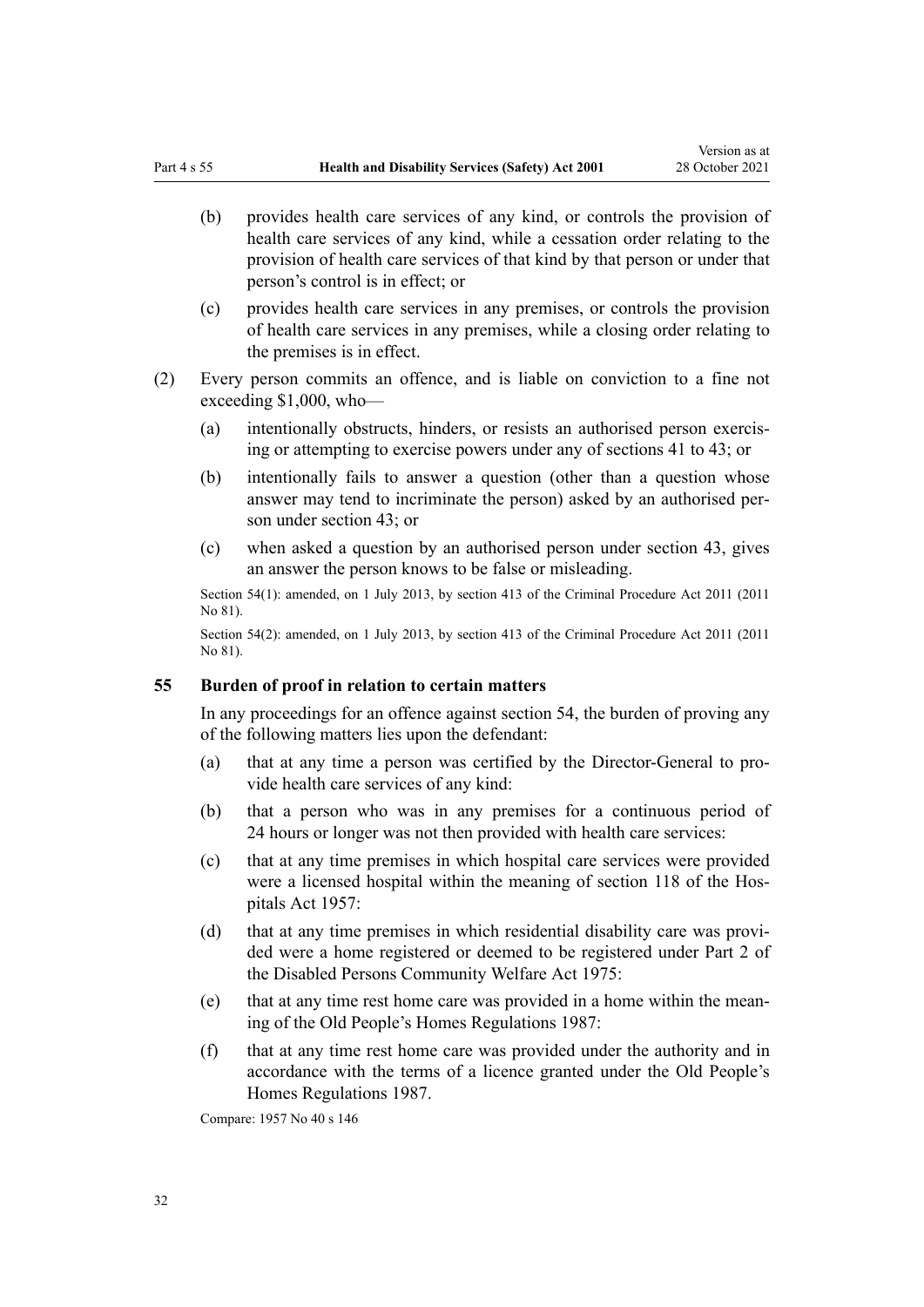- (b) provides health care services of any kind, or controls the provision of health care services of any kind, while a cessation order relating to the provision of health care services of that kind by that person or under that person's control is in effect; or
- (c) provides health care services in any premises, or controls the provision of health care services in any premises, while a closing order relating to the premises is in effect.

(2) Every person commits an offence, and is liable on conviction to a fine not exceeding $1,000, who—

- (a) intentionally obstructs, hinders, or resists an authorised person exercising or attempting to exercise powers under any of sections 41 to 43; or
- (b) intentionally fails to answer a question (other than a question whose answer may tend to incriminate the person) asked by an authorised person under section 43; or
- (c) when asked a question by an authorised person under section 43, gives an answer the person knows to be false or misleading.

Section 54(1): amended, on 1 July 2013, by section 413 of the Criminal Procedure Act 2011 (2011 No 81).

Section 54(2): amended, on 1 July 2013, by section 413 of the Criminal Procedure Act 2011 (2011 No 81).

## 55 Burden of proof in relation to certain matters

In any proceedings for an offence against section 54, the burden of proving any of the following matters lies upon the defendant:

- (a) that at any time a person was certified by the Director-General to provide health care services of any kind:
- (b) that a person who was in any premises for a continuous period of 24 hours or longer was not then provided with health care services:
- (c) that at any time premises in which hospital care services were provided were a licensed hospital within the meaning of section 118 of the Hospitals Act 1957:
- (d) that at any time premises in which residential disability care was provided were a home registered or deemed to be registered under Part 2 of the Disabled Persons Community Welfare Act 1975:
- (e) that at any time rest home care was provided in a home within the meaning of the Old People's Homes Regulations 1987:
- (f) that at any time rest home care was provided under the authority and in accordance with the terms of a licence granted under the Old People's Homes Regulations 1987.

Compare: 1957 No 40 s 146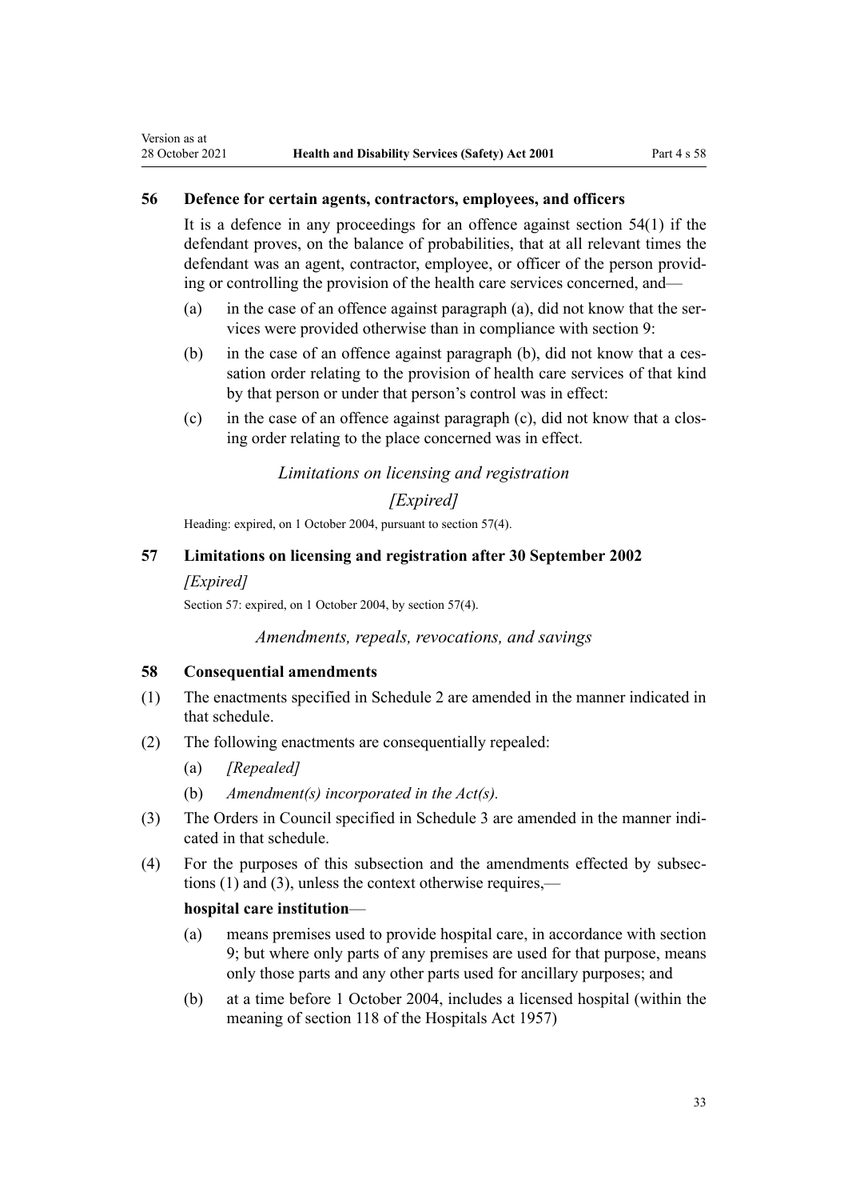### 56 Defence for certain agents, contractors, employees, and officers

It is a defence in any proceedings for an offence against section 54(1) if the defendant proves, on the balance of probabilities, that at all relevant times the defendant was an agent, contractor, employee, or officer of the person providing or controlling the provision of the health care services concerned, and—

- (a) in the case of an offence against paragraph (a), did not know that the services were provided otherwise than in compliance with section 9:
- (b) in the case of an offence against paragraph (b), did not know that a cessation order relating to the provision of health care services of that kind by that person or under that person's control was in effect:
- (c) in the case of an offence against paragraph (c), did not know that a closing order relating to the place concerned was in effect.

*Limitations on licensing and registration*

*[Expired]*

Heading: expired, on 1 October 2004, pursuant to section 57(4).

### 57 Limitations on licensing and registration after 30 September 2002

*[Expired]*

Section 57: expired, on 1 October 2004, by section 57(4).

*Amendments, repeals, revocations, and savings*

### 58 Consequential amendments

(1) The enactments specified in Schedule 2 are amended in the manner indicated in that schedule.

(2) The following enactments are consequentially repealed:

- (a) *[Repealed]*
- (b) *Amendment(s) incorporated in the Act(s).*

(3) The Orders in Council specified in Schedule 3 are amended in the manner indicated in that schedule.

(4) For the purposes of this subsection and the amendments effected by subsections (1) and (3), unless the context otherwise requires,—

**hospital care institution**—

- (a) means premises used to provide hospital care, in accordance with section 9; but where only parts of any premises are used for that purpose, means only those parts and any other parts used for ancillary purposes; and
- (b) at a time before 1 October 2004, includes a licensed hospital (within the meaning of section 118 of the Hospitals Act 1957)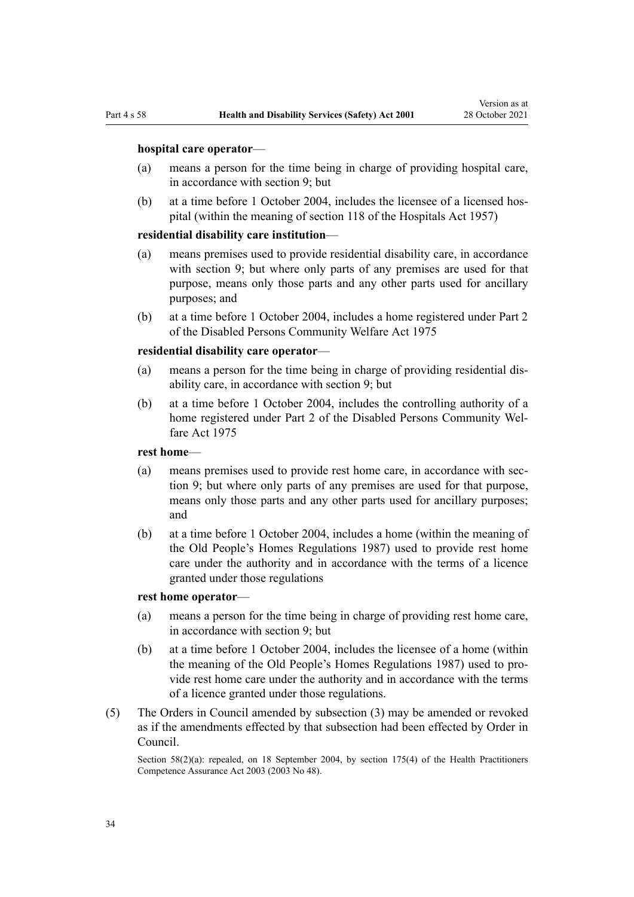**hospital care operator**—

(a) means a person for the time being in charge of providing hospital care, in accordance with section 9; but

(b) at a time before 1 October 2004, includes the licensee of a licensed hospital (within the meaning of section 118 of the Hospitals Act 1957)

**residential disability care institution**—

(a) means premises used to provide residential disability care, in accordance with section 9; but where only parts of any premises are used for that purpose, means only those parts and any other parts used for ancillary purposes; and

(b) at a time before 1 October 2004, includes a home registered under Part 2 of the Disabled Persons Community Welfare Act 1975

**residential disability care operator**—

(a) means a person for the time being in charge of providing residential disability care, in accordance with section 9; but

(b) at a time before 1 October 2004, includes the controlling authority of a home registered under Part 2 of the Disabled Persons Community Welfare Act 1975

**rest home**—

(a) means premises used to provide rest home care, in accordance with section 9; but where only parts of any premises are used for that purpose, means only those parts and any other parts used for ancillary purposes; and

(b) at a time before 1 October 2004, includes a home (within the meaning of the Old People's Homes Regulations 1987) used to provide rest home care under the authority and in accordance with the terms of a licence granted under those regulations

**rest home operator**—

(a) means a person for the time being in charge of providing rest home care, in accordance with section 9; but

(b) at a time before 1 October 2004, includes the licensee of a home (within the meaning of the Old People's Homes Regulations 1987) used to provide rest home care under the authority and in accordance with the terms of a licence granted under those regulations.

(5) The Orders in Council amended by subsection (3) may be amended or revoked as if the amendments effected by that subsection had been effected by Order in Council.

Section 58(2)(a): repealed, on 18 September 2004, by section 175(4) of the Health Practitioners Competence Assurance Act 2003 (2003 No 48).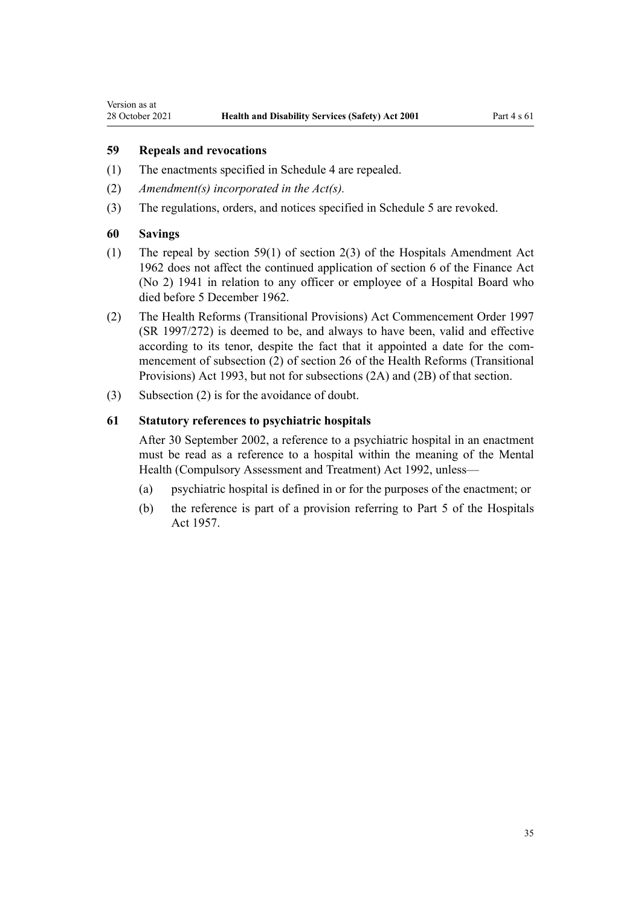### 59 Repeals and revocations

(1) The enactments specified in Schedule 4 are repealed.

(2) *Amendment(s) incorporated in the Act(s).*

(3) The regulations, orders, and notices specified in Schedule 5 are revoked.

### 60 Savings

(1) The repeal by section 59(1) of section 2(3) of the Hospitals Amendment Act 1962 does not affect the continued application of section 6 of the Finance Act (No 2) 1941 in relation to any officer or employee of a Hospital Board who died before 5 December 1962.

(2) The Health Reforms (Transitional Provisions) Act Commencement Order 1997 (SR 1997/272) is deemed to be, and always to have been, valid and effective according to its tenor, despite the fact that it appointed a date for the commencement of subsection (2) of section 26 of the Health Reforms (Transitional Provisions) Act 1993, but not for subsections (2A) and (2B) of that section.

(3) Subsection (2) is for the avoidance of doubt.

### 61 Statutory references to psychiatric hospitals

After 30 September 2002, a reference to a psychiatric hospital in an enactment must be read as a reference to a hospital within the meaning of the Mental Health (Compulsory Assessment and Treatment) Act 1992, unless—

(a) psychiatric hospital is defined in or for the purposes of the enactment; or

(b) the reference is part of a provision referring to Part 5 of the Hospitals Act 1957.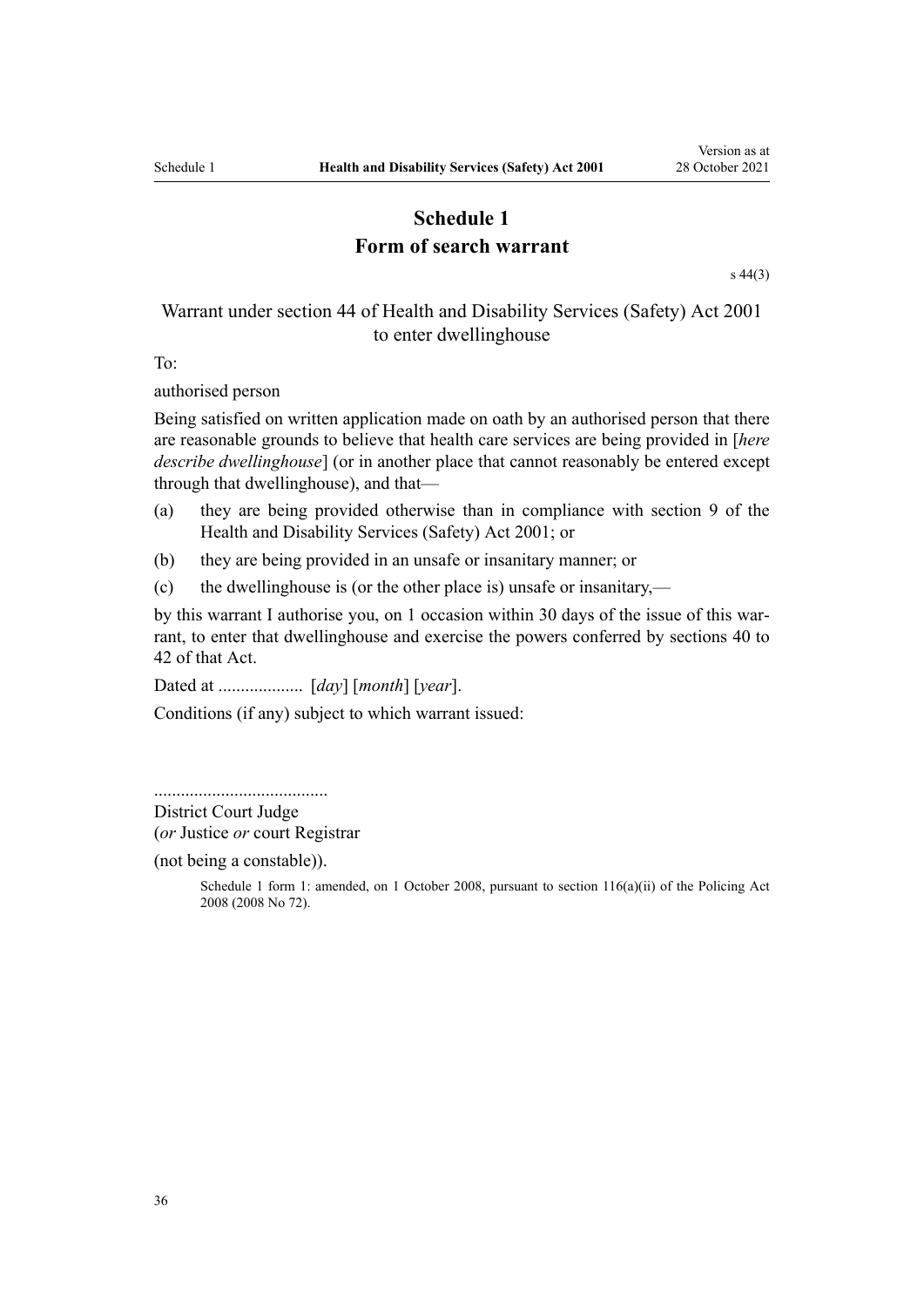# Schedule 1
# Form of search warrant

s 44(3)

Warrant under section 44 of Health and Disability Services (Safety) Act 2001 to enter dwellinghouse

To:

authorised person

Being satisfied on written application made on oath by an authorised person that there are reasonable grounds to believe that health care services are being provided in [*here describe dwellinghouse*] (or in another place that cannot reasonably be entered except through that dwellinghouse), and that—

(a) they are being provided otherwise than in compliance with section 9 of the Health and Disability Services (Safety) Act 2001; or

(b) they are being provided in an unsafe or insanitary manner; or

(c) the dwellinghouse is (or the other place is) unsafe or insanitary,—

by this warrant I authorise you, on 1 occasion within 30 days of the issue of this warrant, to enter that dwellinghouse and exercise the powers conferred by sections 40 to 42 of that Act.

Dated at ................... [*day*] [*month*] [*year*].

Conditions (if any) subject to which warrant issued:

.......................................
District Court Judge
(*or* Justice *or* court Registrar
(not being a constable)).

Schedule 1 form 1: amended, on 1 October 2008, pursuant to section 116(a)(ii) of the Policing Act 2008 (2008 No 72).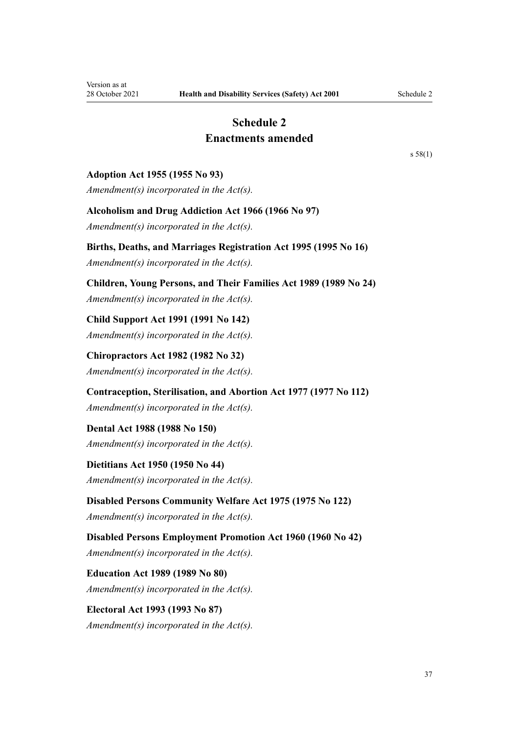# Schedule 2
## Enactments amended

s 58(1)

**Adoption Act 1955 (1955 No 93)**

*Amendment(s) incorporated in the Act(s).*

**Alcoholism and Drug Addiction Act 1966 (1966 No 97)**

*Amendment(s) incorporated in the Act(s).*

**Births, Deaths, and Marriages Registration Act 1995 (1995 No 16)**

*Amendment(s) incorporated in the Act(s).*

**Children, Young Persons, and Their Families Act 1989 (1989 No 24)**

*Amendment(s) incorporated in the Act(s).*

**Child Support Act 1991 (1991 No 142)**

*Amendment(s) incorporated in the Act(s).*

**Chiropractors Act 1982 (1982 No 32)**

*Amendment(s) incorporated in the Act(s).*

**Contraception, Sterilisation, and Abortion Act 1977 (1977 No 112)**

*Amendment(s) incorporated in the Act(s).*

**Dental Act 1988 (1988 No 150)**

*Amendment(s) incorporated in the Act(s).*

**Dietitians Act 1950 (1950 No 44)**

*Amendment(s) incorporated in the Act(s).*

**Disabled Persons Community Welfare Act 1975 (1975 No 122)**

*Amendment(s) incorporated in the Act(s).*

**Disabled Persons Employment Promotion Act 1960 (1960 No 42)**

*Amendment(s) incorporated in the Act(s).*

**Education Act 1989 (1989 No 80)**

*Amendment(s) incorporated in the Act(s).*

**Electoral Act 1993 (1993 No 87)**

*Amendment(s) incorporated in the Act(s).*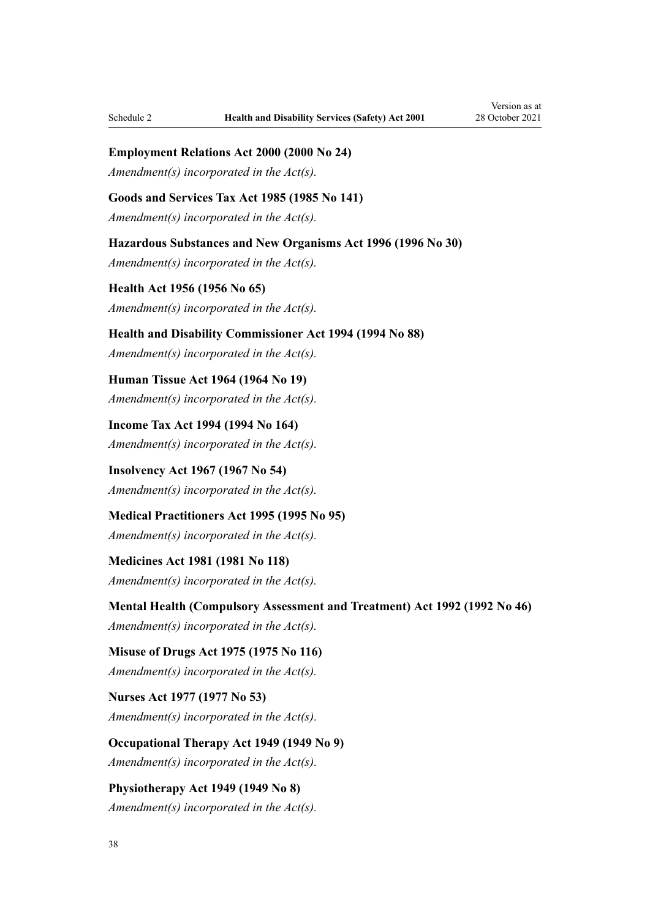**Employment Relations Act 2000 (2000 No 24)**

*Amendment(s) incorporated in the Act(s).*

**Goods and Services Tax Act 1985 (1985 No 141)**

*Amendment(s) incorporated in the Act(s).*

**Hazardous Substances and New Organisms Act 1996 (1996 No 30)**

*Amendment(s) incorporated in the Act(s).*

**Health Act 1956 (1956 No 65)**

*Amendment(s) incorporated in the Act(s).*

**Health and Disability Commissioner Act 1994 (1994 No 88)**

*Amendment(s) incorporated in the Act(s).*

**Human Tissue Act 1964 (1964 No 19)**

*Amendment(s) incorporated in the Act(s).*

**Income Tax Act 1994 (1994 No 164)**

*Amendment(s) incorporated in the Act(s).*

**Insolvency Act 1967 (1967 No 54)**

*Amendment(s) incorporated in the Act(s).*

**Medical Practitioners Act 1995 (1995 No 95)**

*Amendment(s) incorporated in the Act(s).*

**Medicines Act 1981 (1981 No 118)**

*Amendment(s) incorporated in the Act(s).*

**Mental Health (Compulsory Assessment and Treatment) Act 1992 (1992 No 46)**

*Amendment(s) incorporated in the Act(s).*

**Misuse of Drugs Act 1975 (1975 No 116)**

*Amendment(s) incorporated in the Act(s).*

**Nurses Act 1977 (1977 No 53)**

*Amendment(s) incorporated in the Act(s).*

**Occupational Therapy Act 1949 (1949 No 9)**

*Amendment(s) incorporated in the Act(s).*

**Physiotherapy Act 1949 (1949 No 8)**

*Amendment(s) incorporated in the Act(s).*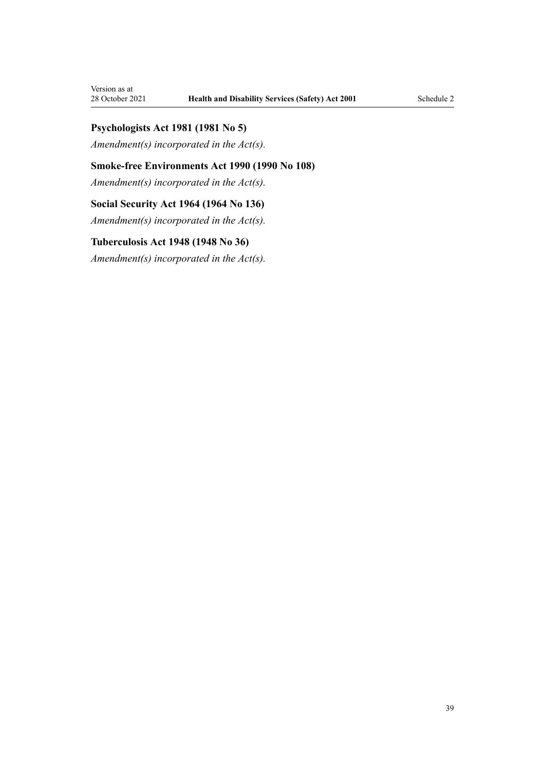### Psychologists Act 1981 (1981 No 5)

*Amendment(s) incorporated in the Act(s).*

### Smoke-free Environments Act 1990 (1990 No 108)

*Amendment(s) incorporated in the Act(s).*

### Social Security Act 1964 (1964 No 136)

*Amendment(s) incorporated in the Act(s).*

### Tuberculosis Act 1948 (1948 No 36)

*Amendment(s) incorporated in the Act(s).*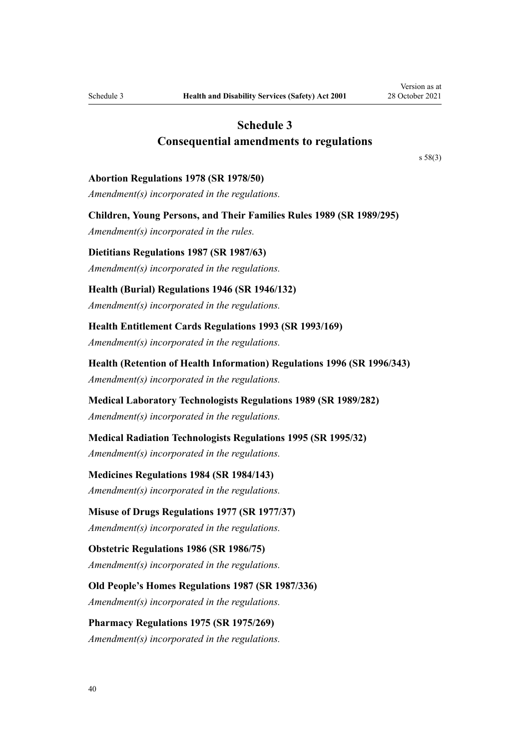# Schedule 3
## Consequential amendments to regulations

s 58(3)

**Abortion Regulations 1978 (SR 1978/50)**

*Amendment(s) incorporated in the regulations.*

**Children, Young Persons, and Their Families Rules 1989 (SR 1989/295)**

*Amendment(s) incorporated in the rules.*

**Dietitians Regulations 1987 (SR 1987/63)**

*Amendment(s) incorporated in the regulations.*

**Health (Burial) Regulations 1946 (SR 1946/132)**

*Amendment(s) incorporated in the regulations.*

**Health Entitlement Cards Regulations 1993 (SR 1993/169)**

*Amendment(s) incorporated in the regulations.*

**Health (Retention of Health Information) Regulations 1996 (SR 1996/343)**

*Amendment(s) incorporated in the regulations.*

**Medical Laboratory Technologists Regulations 1989 (SR 1989/282)**

*Amendment(s) incorporated in the regulations.*

**Medical Radiation Technologists Regulations 1995 (SR 1995/32)**

*Amendment(s) incorporated in the regulations.*

**Medicines Regulations 1984 (SR 1984/143)**

*Amendment(s) incorporated in the regulations.*

**Misuse of Drugs Regulations 1977 (SR 1977/37)**

*Amendment(s) incorporated in the regulations.*

**Obstetric Regulations 1986 (SR 1986/75)**

*Amendment(s) incorporated in the regulations.*

**Old People's Homes Regulations 1987 (SR 1987/336)**

*Amendment(s) incorporated in the regulations.*

**Pharmacy Regulations 1975 (SR 1975/269)**

*Amendment(s) incorporated in the regulations.*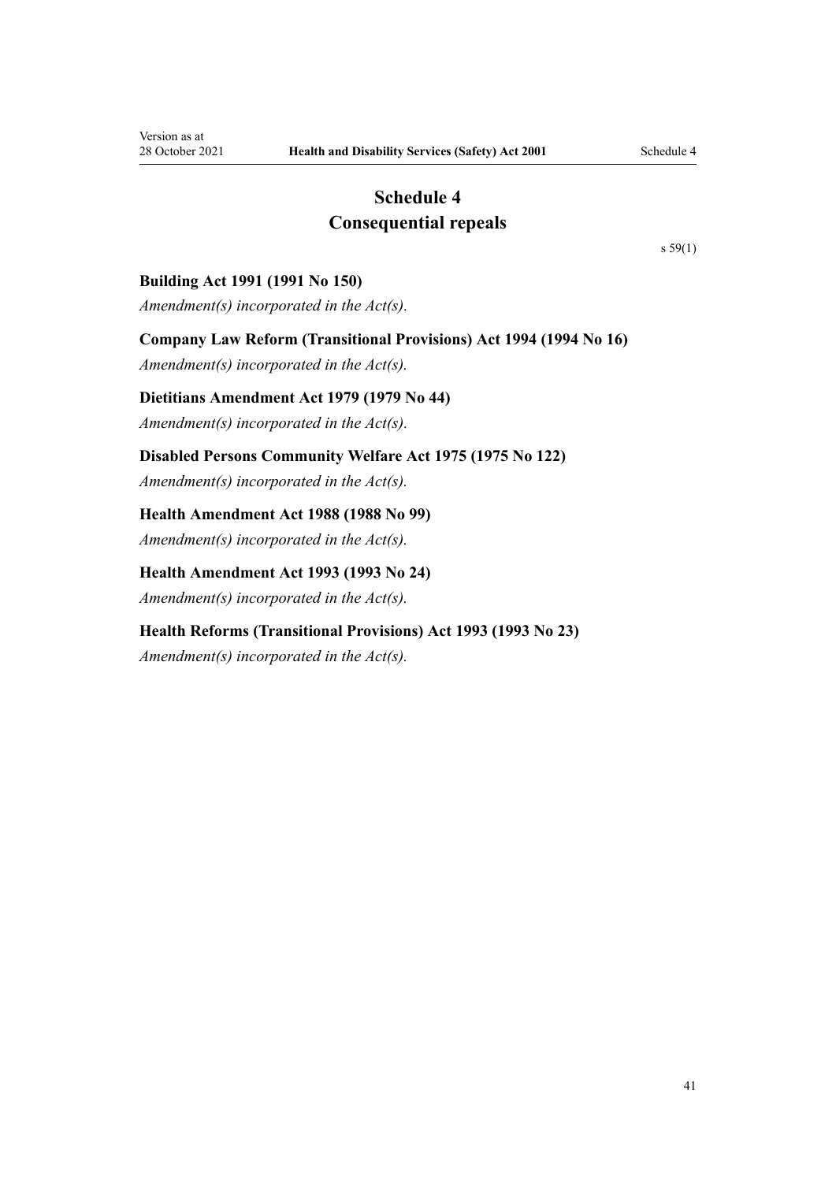# Schedule 4
# Consequential repeals

s 59(1)

**Building Act 1991 (1991 No 150)**

*Amendment(s) incorporated in the Act(s).*

**Company Law Reform (Transitional Provisions) Act 1994 (1994 No 16)**

*Amendment(s) incorporated in the Act(s).*

**Dietitians Amendment Act 1979 (1979 No 44)**

*Amendment(s) incorporated in the Act(s).*

**Disabled Persons Community Welfare Act 1975 (1975 No 122)**

*Amendment(s) incorporated in the Act(s).*

**Health Amendment Act 1988 (1988 No 99)**

*Amendment(s) incorporated in the Act(s).*

**Health Amendment Act 1993 (1993 No 24)**

*Amendment(s) incorporated in the Act(s).*

**Health Reforms (Transitional Provisions) Act 1993 (1993 No 23)**

*Amendment(s) incorporated in the Act(s).*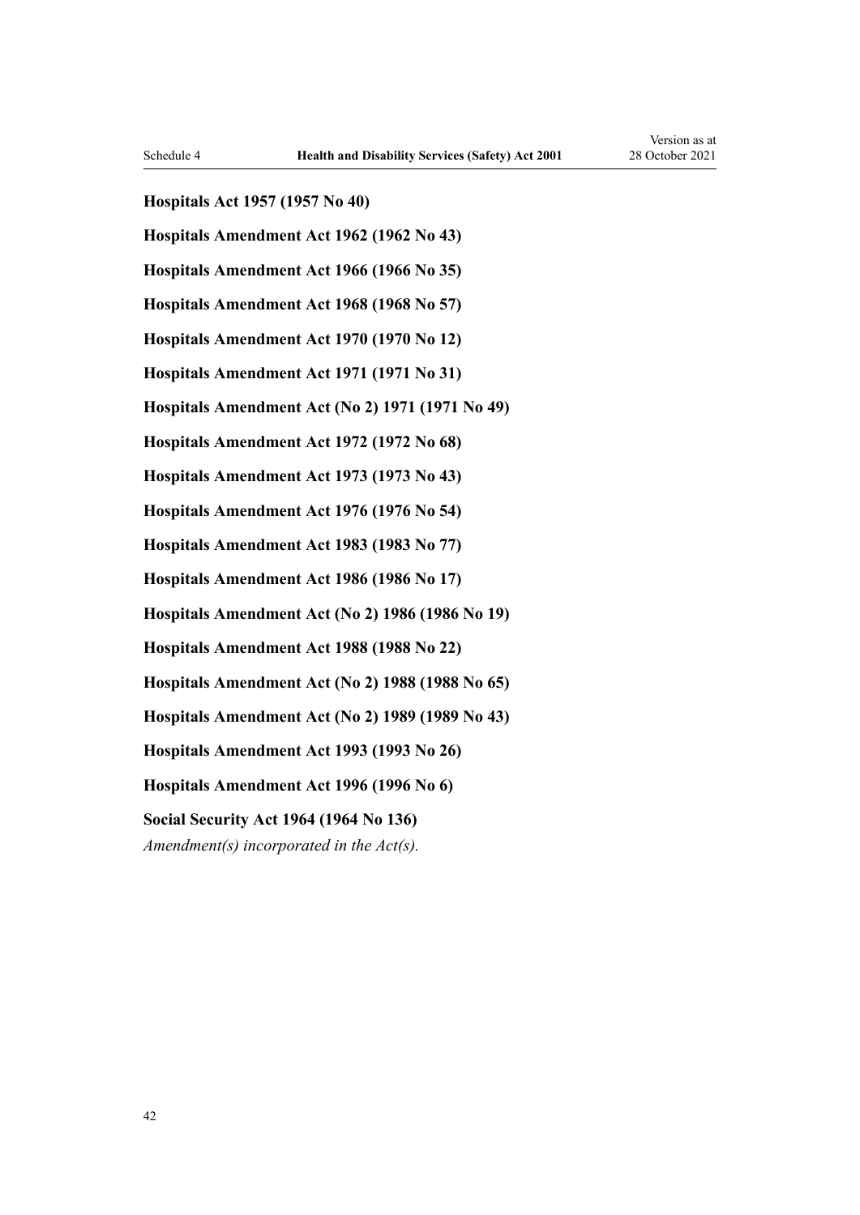**Hospitals Act 1957 (1957 No 40)**

**Hospitals Amendment Act 1962 (1962 No 43)**

**Hospitals Amendment Act 1966 (1966 No 35)**

**Hospitals Amendment Act 1968 (1968 No 57)**

**Hospitals Amendment Act 1970 (1970 No 12)**

**Hospitals Amendment Act 1971 (1971 No 31)**

**Hospitals Amendment Act (No 2) 1971 (1971 No 49)**

**Hospitals Amendment Act 1972 (1972 No 68)**

**Hospitals Amendment Act 1973 (1973 No 43)**

**Hospitals Amendment Act 1976 (1976 No 54)**

**Hospitals Amendment Act 1983 (1983 No 77)**

**Hospitals Amendment Act 1986 (1986 No 17)**

**Hospitals Amendment Act (No 2) 1986 (1986 No 19)**

**Hospitals Amendment Act 1988 (1988 No 22)**

**Hospitals Amendment Act (No 2) 1988 (1988 No 65)**

**Hospitals Amendment Act (No 2) 1989 (1989 No 43)**

**Hospitals Amendment Act 1993 (1993 No 26)**

**Hospitals Amendment Act 1996 (1996 No 6)**

**Social Security Act 1964 (1964 No 136)**

*Amendment(s) incorporated in the Act(s).*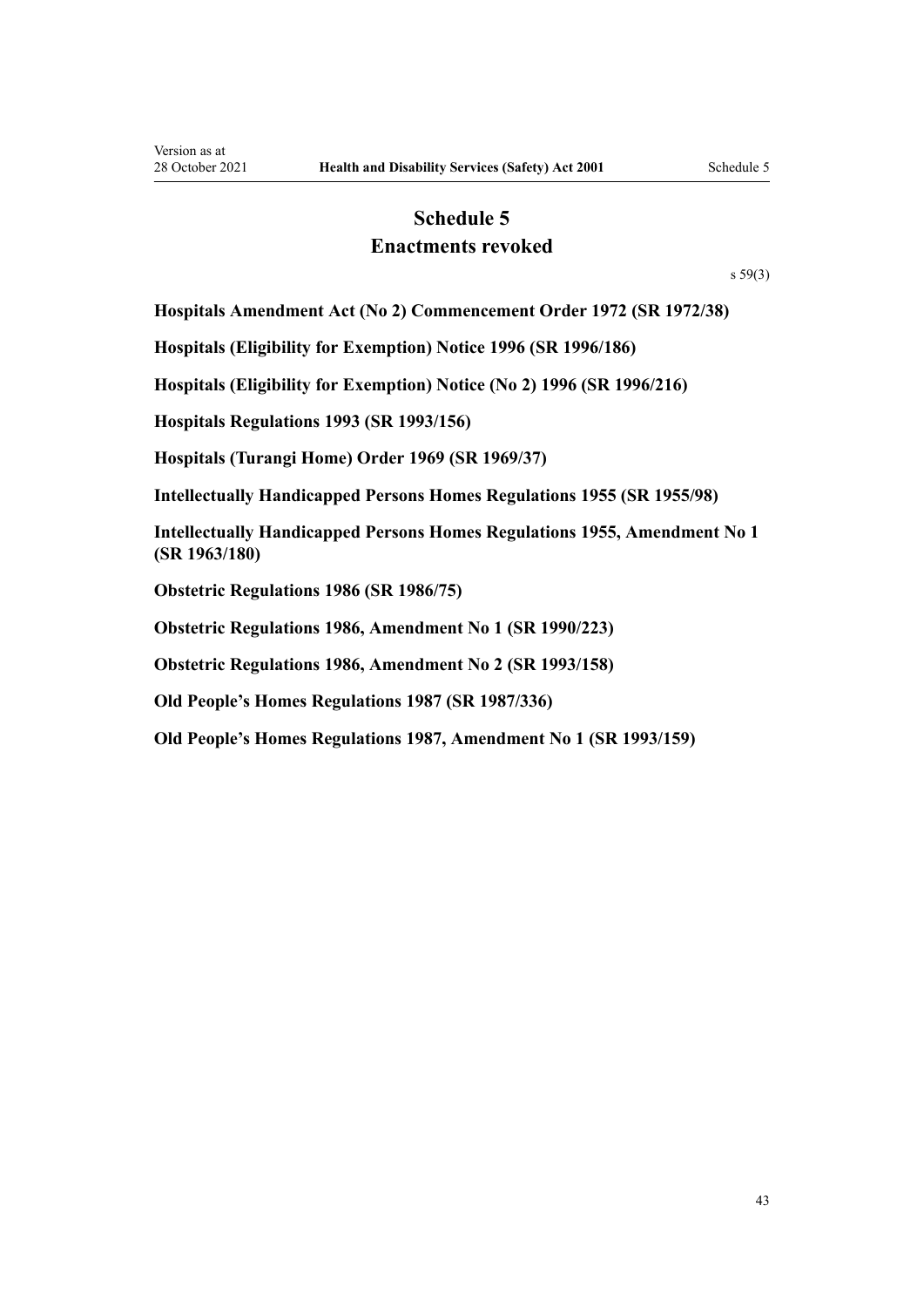# Schedule 5
## Enactments revoked

s 59(3)

**Hospitals Amendment Act (No 2) Commencement Order 1972 (SR 1972/38)**

**Hospitals (Eligibility for Exemption) Notice 1996 (SR 1996/186)**

**Hospitals (Eligibility for Exemption) Notice (No 2) 1996 (SR 1996/216)**

**Hospitals Regulations 1993 (SR 1993/156)**

**Hospitals (Turangi Home) Order 1969 (SR 1969/37)**

**Intellectually Handicapped Persons Homes Regulations 1955 (SR 1955/98)**

**Intellectually Handicapped Persons Homes Regulations 1955, Amendment No 1 (SR 1963/180)**

**Obstetric Regulations 1986 (SR 1986/75)**

**Obstetric Regulations 1986, Amendment No 1 (SR 1990/223)**

**Obstetric Regulations 1986, Amendment No 2 (SR 1993/158)**

**Old People's Homes Regulations 1987 (SR 1987/336)**

**Old People's Homes Regulations 1987, Amendment No 1 (SR 1993/159)**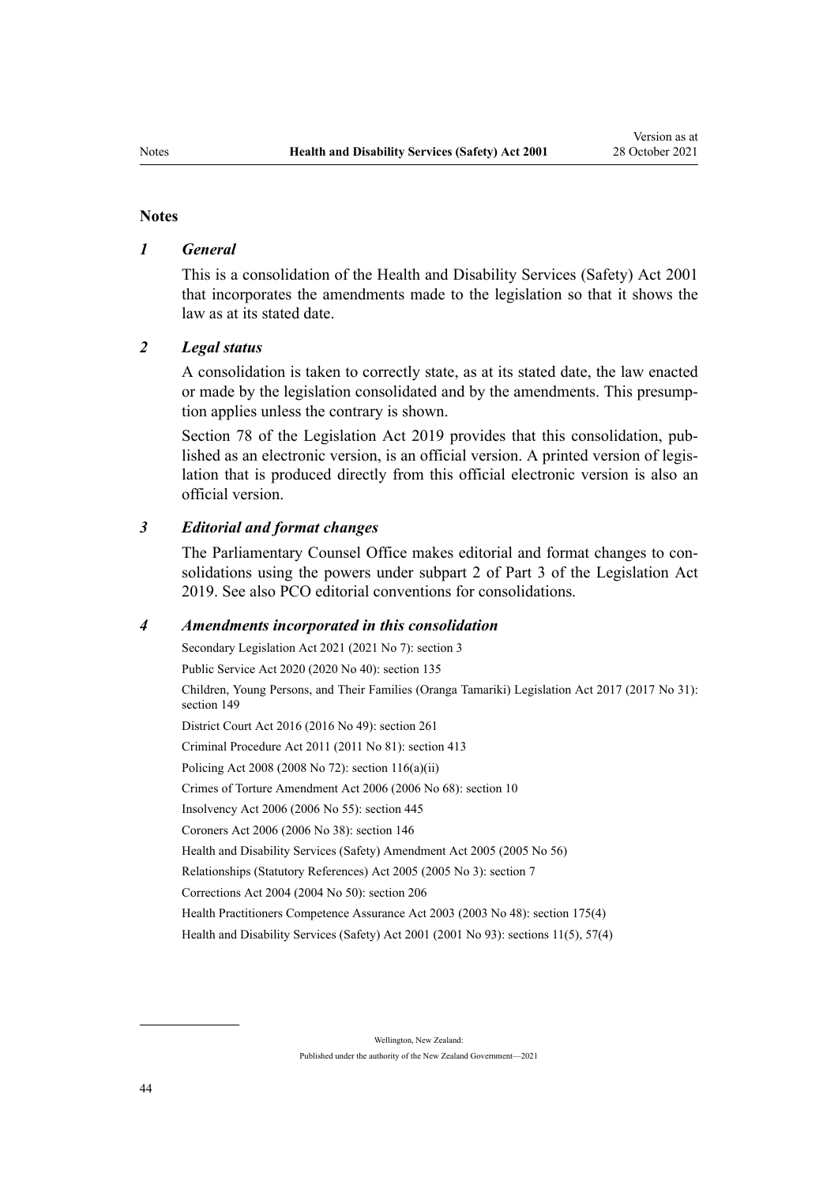## Notes

### *1 General*

This is a consolidation of the Health and Disability Services (Safety) Act 2001 that incorporates the amendments made to the legislation so that it shows the law as at its stated date.

### *2 Legal status*

A consolidation is taken to correctly state, as at its stated date, the law enacted or made by the legislation consolidated and by the amendments. This presumption applies unless the contrary is shown.

Section 78 of the Legislation Act 2019 provides that this consolidation, published as an electronic version, is an official version. A printed version of legislation that is produced directly from this official electronic version is also an official version.

### *3 Editorial and format changes*

The Parliamentary Counsel Office makes editorial and format changes to consolidations using the powers under subpart 2 of Part 3 of the Legislation Act 2019. See also PCO editorial conventions for consolidations.

### *4 Amendments incorporated in this consolidation*

Secondary Legislation Act 2021 (2021 No 7): section 3

Public Service Act 2020 (2020 No 40): section 135

Children, Young Persons, and Their Families (Oranga Tamariki) Legislation Act 2017 (2017 No 31): section 149

District Court Act 2016 (2016 No 49): section 261

Criminal Procedure Act 2011 (2011 No 81): section 413

Policing Act 2008 (2008 No 72): section 116(a)(ii)

Crimes of Torture Amendment Act 2006 (2006 No 68): section 10

Insolvency Act 2006 (2006 No 55): section 445

Coroners Act 2006 (2006 No 38): section 146

Health and Disability Services (Safety) Amendment Act 2005 (2005 No 56)

Relationships (Statutory References) Act 2005 (2005 No 3): section 7

Corrections Act 2004 (2004 No 50): section 206

Health Practitioners Competence Assurance Act 2003 (2003 No 48): section 175(4)

Health and Disability Services (Safety) Act 2001 (2001 No 93): sections 11(5), 57(4)

Wellington, New Zealand:

Published under the authority of the New Zealand Government—2021